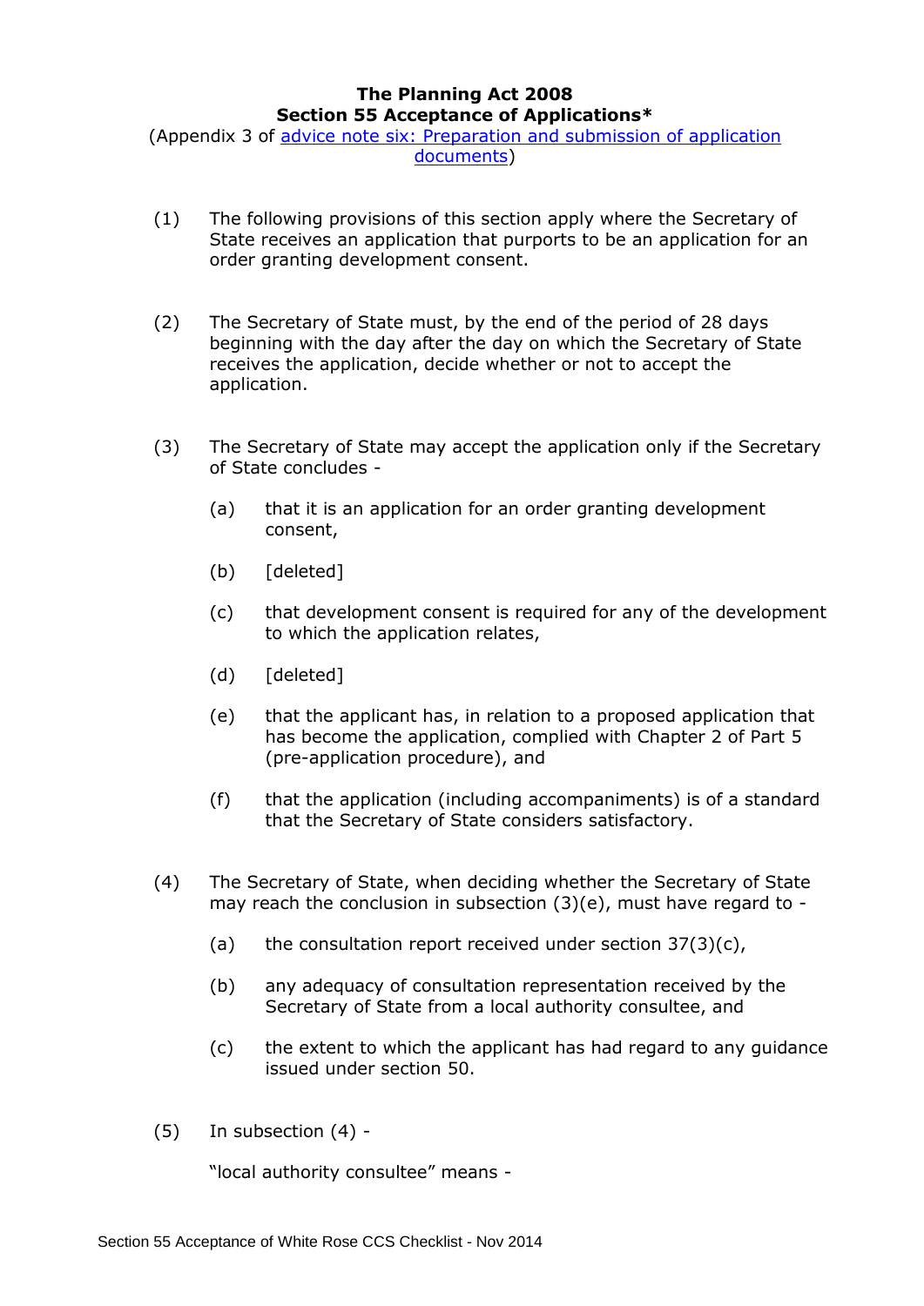**The Planning Act 2008**
**Section 55 Acceptance of Applications***

(Appendix 3 of [advice note six: Preparation and submission of application documents])

(1) The following provisions of this section apply where the Secretary of State receives an application that purports to be an application for an order granting development consent.

(2) The Secretary of State must, by the end of the period of 28 days beginning with the day after the day on which the Secretary of State receives the application, decide whether or not to accept the application.

(3) The Secretary of State may accept the application only if the Secretary of State concludes -

(a) that it is an application for an order granting development consent,

(b) [deleted]

(c) that development consent is required for any of the development to which the application relates,

(d) [deleted]

(e) that the applicant has, in relation to a proposed application that has become the application, complied with Chapter 2 of Part 5 (pre-application procedure), and

(f) that the application (including accompaniments) is of a standard that the Secretary of State considers satisfactory.

(4) The Secretary of State, when deciding whether the Secretary of State may reach the conclusion in subsection (3)(e), must have regard to -

(a) the consultation report received under section 37(3)(c),

(b) any adequacy of consultation representation received by the Secretary of State from a local authority consultee, and

(c) the extent to which the applicant has had regard to any guidance issued under section 50.

(5) In subsection (4) -

"local authority consultee" means -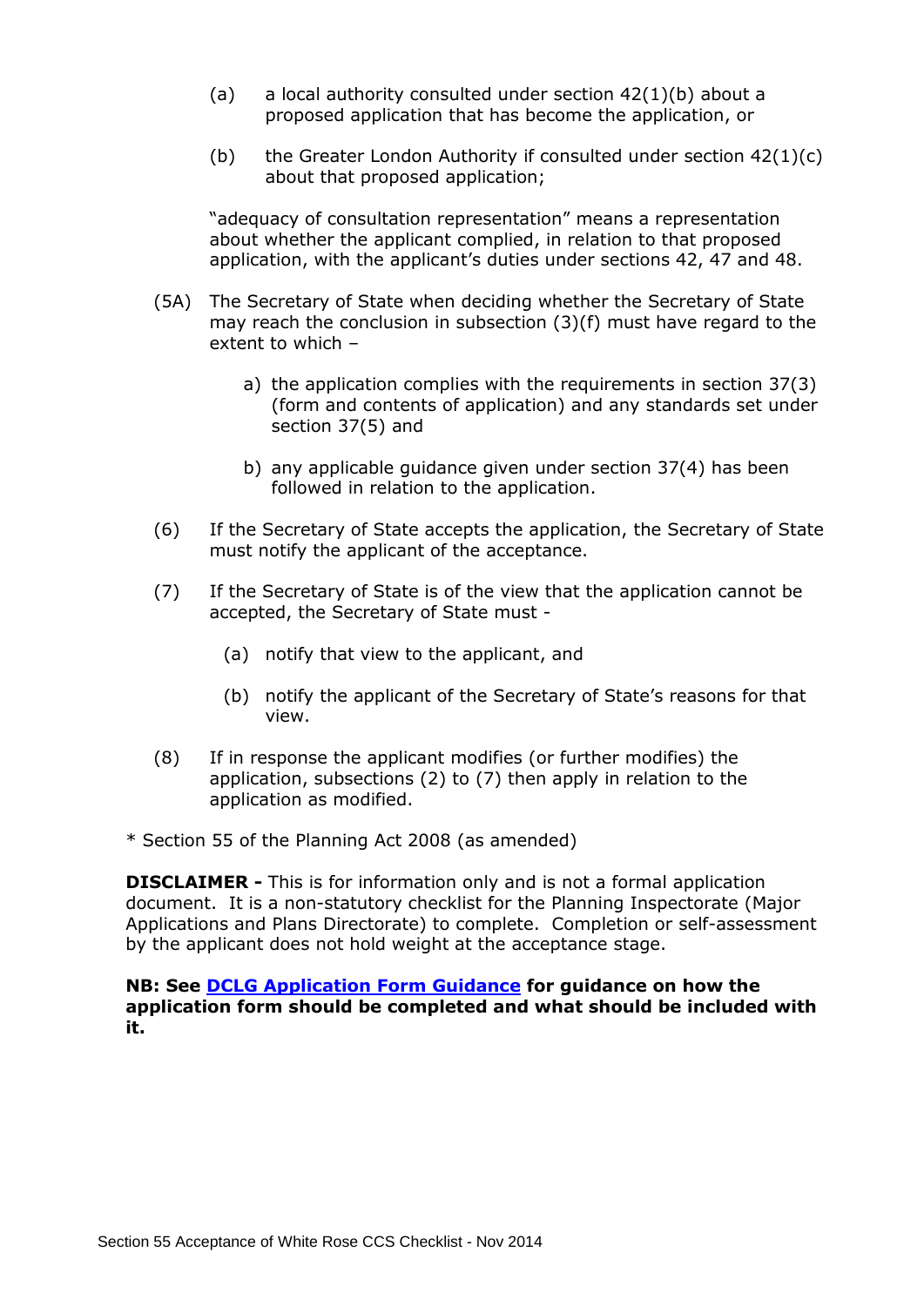(a) a local authority consulted under section 42(1)(b) about a proposed application that has become the application, or

(b) the Greater London Authority if consulted under section 42(1)(c) about that proposed application;

"adequacy of consultation representation" means a representation about whether the applicant complied, in relation to that proposed application, with the applicant's duties under sections 42, 47 and 48.

(5A) The Secretary of State when deciding whether the Secretary of State may reach the conclusion in subsection (3)(f) must have regard to the extent to which –

a) the application complies with the requirements in section 37(3) (form and contents of application) and any standards set under section 37(5) and

b) any applicable guidance given under section 37(4) has been followed in relation to the application.

(6) If the Secretary of State accepts the application, the Secretary of State must notify the applicant of the acceptance.

(7) If the Secretary of State is of the view that the application cannot be accepted, the Secretary of State must -

(a) notify that view to the applicant, and

(b) notify the applicant of the Secretary of State's reasons for that view.

(8) If in response the applicant modifies (or further modifies) the application, subsections (2) to (7) then apply in relation to the application as modified.

* Section 55 of the Planning Act 2008 (as amended)

**DISCLAIMER -** This is for information only and is not a formal application document. It is a non-statutory checklist for the Planning Inspectorate (Major Applications and Plans Directorate) to complete. Completion or self-assessment by the applicant does not hold weight at the acceptance stage.

**NB: See DCLG Application Form Guidance for guidance on how the application form should be completed and what should be included with it.**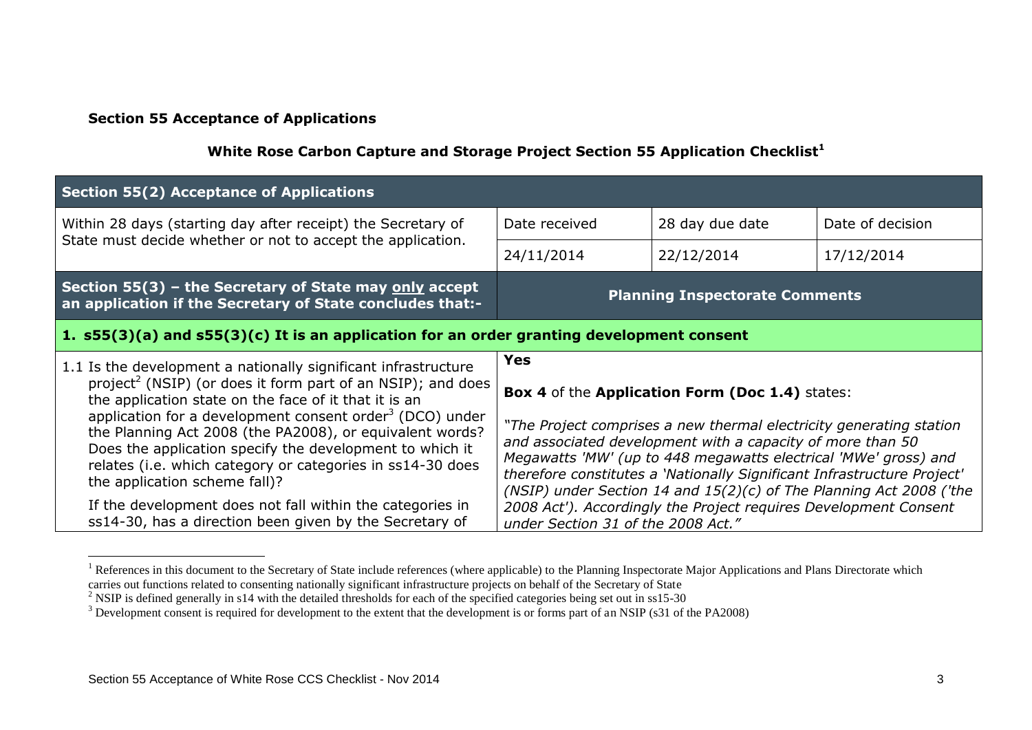**Section 55 Acceptance of Applications**

**White Rose Carbon Capture and Storage Project Section 55 Application Checklist**[1]

| **Section 55(2) Acceptance of Applications** | | | |
|---|---|---|---|
| Within 28 days (starting day after receipt) the Secretary of State must decide whether or not to accept the application. | Date received | 28 day due date | Date of decision |
| | 24/11/2014 | 22/12/2014 | 17/12/2014 |

| **Section 55(3) – the Secretary of State may only accept an application if the Secretary of State concludes that:-** | **Planning Inspectorate Comments** |
|---|---|
| **1. s55(3)(a) and s55(3)(c) It is an application for an order granting development consent** | |
| 1.1 Is the development a nationally significant infrastructure project[2] (NSIP) (or does it form part of an NSIP); and does the application state on the face of it that it is an application for a development consent order[3] (DCO) under the Planning Act 2008 (the PA2008), or equivalent words? Does the application specify the development to which it relates (i.e. which category or categories in ss14-30 does the application scheme fall)?<br><br>If the development does not fall within the categories in ss14-30, has a direction been given by the Secretary of | **Yes**<br><br>**Box 4** of the **Application Form (Doc 1.4)** states:<br><br>*"The Project comprises a new thermal electricity generating station and associated development with a capacity of more than 50 Megawatts 'MW' (up to 448 megawatts electrical 'MWe' gross) and therefore constitutes a 'Nationally Significant Infrastructure Project' (NSIP) under Section 14 and 15(2)(c) of The Planning Act 2008 ('the 2008 Act'). Accordingly the Project requires Development Consent under Section 31 of the 2008 Act."* |

[1] References in this document to the Secretary of State include references (where applicable) to the Planning Inspectorate Major Applications and Plans Directorate which carries out functions related to consenting nationally significant infrastructure projects on behalf of the Secretary of State

[2] NSIP is defined generally in s14 with the detailed thresholds for each of the specified categories being set out in ss15-30

[3] Development consent is required for development to the extent that the development is or forms part of an NSIP (s31 of the PA2008)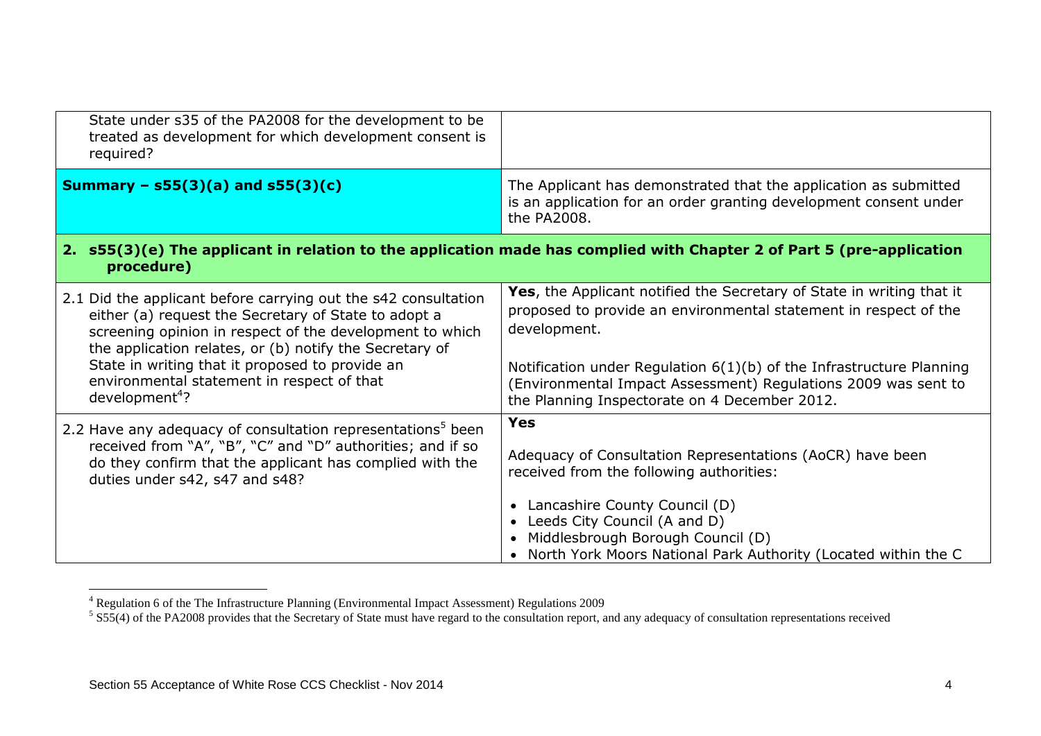| | |
|---|---|
| State under s35 of the PA2008 for the development to be treated as development for which development consent is required? | |
| **Summary – s55(3)(a) and s55(3)(c)** | The Applicant has demonstrated that the application as submitted is an application for an order granting development consent under the PA2008. |
| **2. s55(3)(e) The applicant in relation to the application made has complied with Chapter 2 of Part 5 (pre-application procedure)** | |
| 2.1 Did the applicant before carrying out the s42 consultation either (a) request the Secretary of State to adopt a screening opinion in respect of the development to which the application relates, or (b) notify the Secretary of State in writing that it proposed to provide an environmental statement in respect of that development[4]? | **Yes**, the Applicant notified the Secretary of State in writing that it proposed to provide an environmental statement in respect of the development.<br><br>Notification under Regulation 6(1)(b) of the Infrastructure Planning (Environmental Impact Assessment) Regulations 2009 was sent to the Planning Inspectorate on 4 December 2012. |
| 2.2 Have any adequacy of consultation representations[5] been received from "A", "B", "C" and "D" authorities; and if so do they confirm that the applicant has complied with the duties under s42, s47 and s48? | **Yes**<br><br>Adequacy of Consultation Representations (AoCR) have been received from the following authorities:<br><br>• Lancashire County Council (D)<br>• Leeds City Council (A and D)<br>• Middlesbrough Borough Council (D)<br>• North York Moors National Park Authority (Located within the C |

[4] Regulation 6 of the The Infrastructure Planning (Environmental Impact Assessment) Regulations 2009

[5] S55(4) of the PA2008 provides that the Secretary of State must have regard to the consultation report, and any adequacy of consultation representations received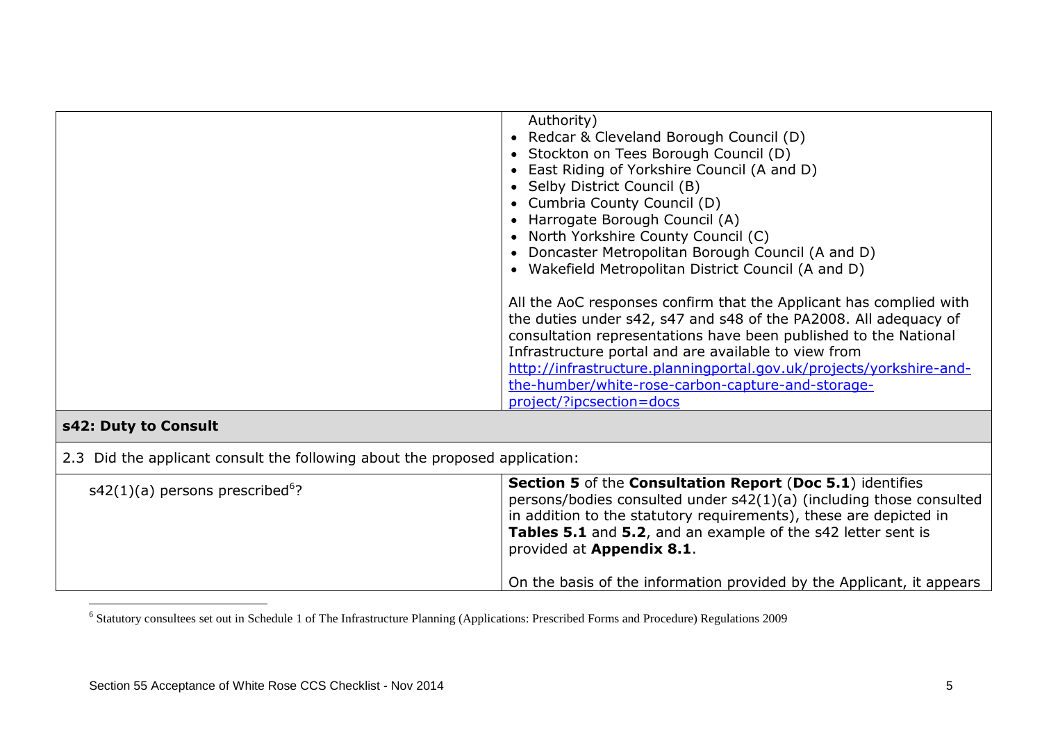| | |
|---|---|
| | Authority)<br>• Redcar & Cleveland Borough Council (D)<br>• Stockton on Tees Borough Council (D)<br>• East Riding of Yorkshire Council (A and D)<br>• Selby District Council (B)<br>• Cumbria County Council (D)<br>• Harrogate Borough Council (A)<br>• North Yorkshire County Council (C)<br>• Doncaster Metropolitan Borough Council (A and D)<br>• Wakefield Metropolitan District Council (A and D)<br><br>All the AoC responses confirm that the Applicant has complied with the duties under s42, s47 and s48 of the PA2008. All adequacy of consultation representations have been published to the National Infrastructure portal and are available to view from [http://infrastructure.planningportal.gov.uk/projects/yorkshire-and-the-humber/white-rose-carbon-capture-and-storage-project/?ipcsection=docs](http://infrastructure.planningportal.gov.uk/projects/yorkshire-and-the-humber/white-rose-carbon-capture-and-storage-project/?ipcsection=docs) |
| **s42: Duty to Consult** | |
| 2.3 Did the applicant consult the following about the proposed application: | |
| s42(1)(a) persons prescribed[6]? | **Section 5** of the **Consultation Report** (**Doc 5.1**) identifies persons/bodies consulted under s42(1)(a) (including those consulted in addition to the statutory requirements), these are depicted in **Tables 5.1** and **5.2**, and an example of the s42 letter sent is provided at **Appendix 8.1**.<br><br>On the basis of the information provided by the Applicant, it appears |

[6] Statutory consultees set out in Schedule 1 of The Infrastructure Planning (Applications: Prescribed Forms and Procedure) Regulations 2009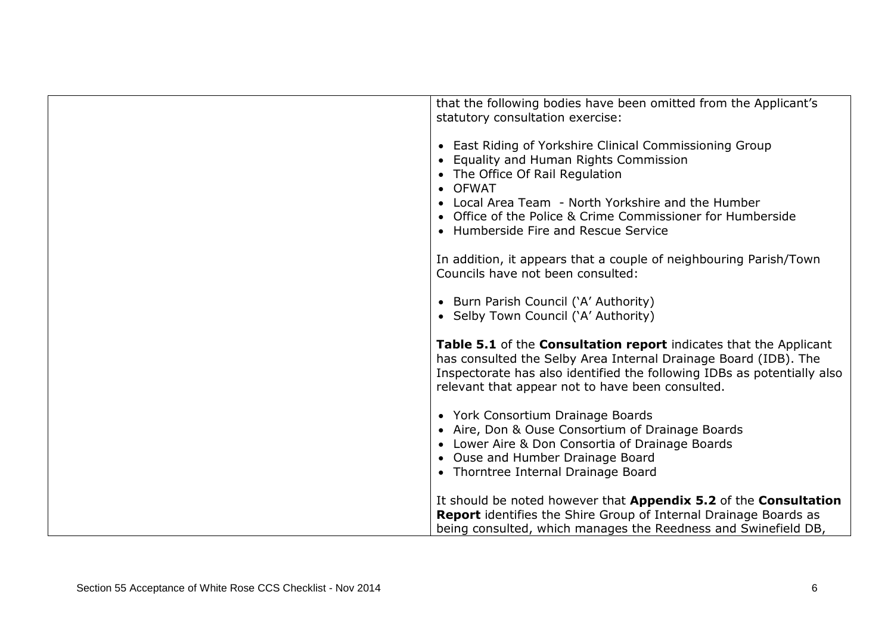| | |
|---|---|
| | that the following bodies have been omitted from the Applicant's statutory consultation exercise:<br><br>• East Riding of Yorkshire Clinical Commissioning Group<br>• Equality and Human Rights Commission<br>• The Office Of Rail Regulation<br>• OFWAT<br>• Local Area Team - North Yorkshire and the Humber<br>• Office of the Police & Crime Commissioner for Humberside<br>• Humberside Fire and Rescue Service<br><br>In addition, it appears that a couple of neighbouring Parish/Town Councils have not been consulted:<br><br>• Burn Parish Council ('A' Authority)<br>• Selby Town Council ('A' Authority)<br><br>**Table 5.1** of the **Consultation report** indicates that the Applicant has consulted the Selby Area Internal Drainage Board (IDB). The Inspectorate has also identified the following IDBs as potentially also relevant that appear not to have been consulted.<br><br>• York Consortium Drainage Boards<br>• Aire, Don & Ouse Consortium of Drainage Boards<br>• Lower Aire & Don Consortia of Drainage Boards<br>• Ouse and Humber Drainage Board<br>• Thorntree Internal Drainage Board<br><br>It should be noted however that **Appendix 5.2** of the **Consultation Report** identifies the Shire Group of Internal Drainage Boards as being consulted, which manages the Reedness and Swinefield DB, |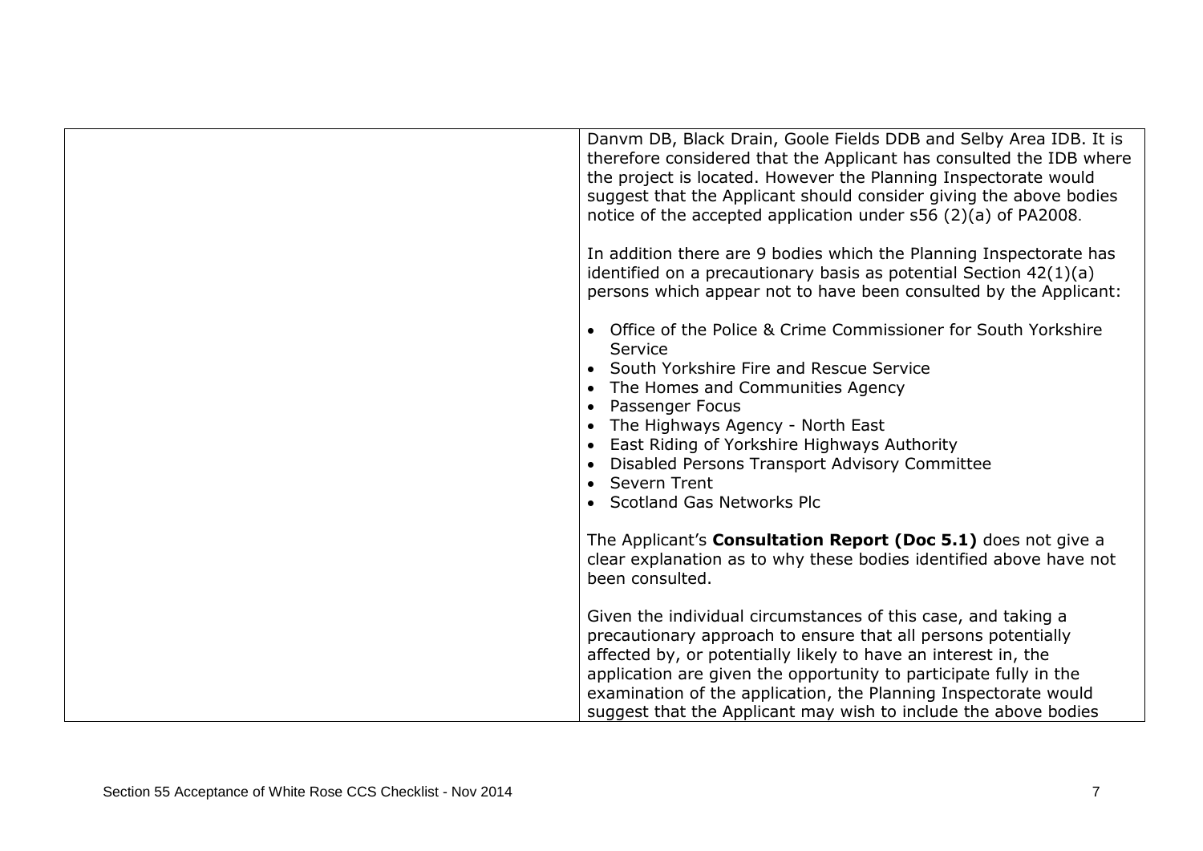| | |
|---|---|
| | Danvm DB, Black Drain, Goole Fields DDB and Selby Area IDB. It is therefore considered that the Applicant has consulted the IDB where the project is located. However the Planning Inspectorate would suggest that the Applicant should consider giving the above bodies notice of the accepted application under s56 (2)(a) of PA2008.<br><br>In addition there are 9 bodies which the Planning Inspectorate has identified on a precautionary basis as potential Section 42(1)(a) persons which appear not to have been consulted by the Applicant:<br><br>• Office of the Police & Crime Commissioner for South Yorkshire Service<br>• South Yorkshire Fire and Rescue Service<br>• The Homes and Communities Agency<br>• Passenger Focus<br>• The Highways Agency - North East<br>• East Riding of Yorkshire Highways Authority<br>• Disabled Persons Transport Advisory Committee<br>• Severn Trent<br>• Scotland Gas Networks Plc<br><br>The Applicant's **Consultation Report (Doc 5.1)** does not give a clear explanation as to why these bodies identified above have not been consulted.<br><br>Given the individual circumstances of this case, and taking a precautionary approach to ensure that all persons potentially affected by, or potentially likely to have an interest in, the application are given the opportunity to participate fully in the examination of the application, the Planning Inspectorate would suggest that the Applicant may wish to include the above bodies |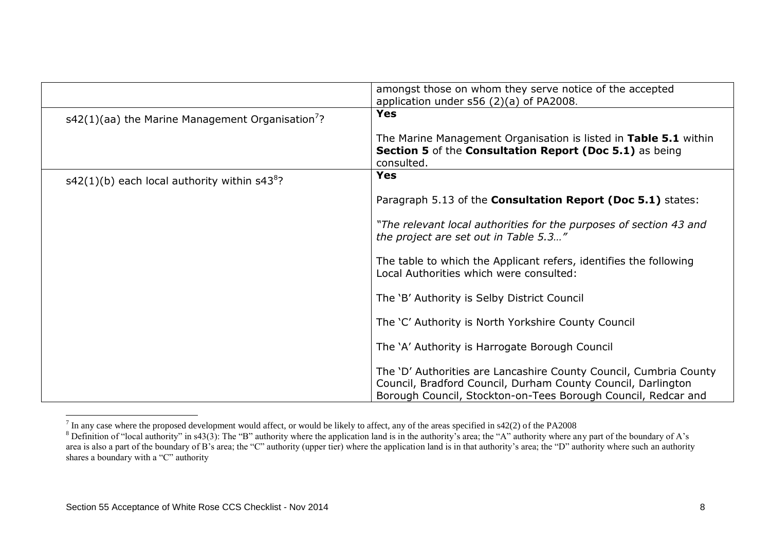| | |
|---|---|
| | amongst those on whom they serve notice of the accepted application under s56 (2)(a) of PA2008. |
| s42(1)(aa) the Marine Management Organisation[7]? | **Yes**<br><br>The Marine Management Organisation is listed in **Table 5.1** within **Section 5** of the **Consultation Report (Doc 5.1)** as being consulted. |
| s42(1)(b) each local authority within s43[8]? | **Yes**<br><br>Paragraph 5.13 of the **Consultation Report (Doc 5.1)** states:<br><br>*"The relevant local authorities for the purposes of section 43 and the project are set out in Table 5.3…"*<br><br>The table to which the Applicant refers, identifies the following Local Authorities which were consulted:<br><br>The 'B' Authority is Selby District Council<br><br>The 'C' Authority is North Yorkshire County Council<br><br>The 'A' Authority is Harrogate Borough Council<br><br>The 'D' Authorities are Lancashire County Council, Cumbria County Council, Bradford Council, Durham County Council, Darlington Borough Council, Stockton-on-Tees Borough Council, Redcar and |

[7] In any case where the proposed development would affect, or would be likely to affect, any of the areas specified in s42(2) of the PA2008

[8] Definition of "local authority" in s43(3): The "B" authority where the application land is in the authority's area; the "A" authority where any part of the boundary of A's area is also a part of the boundary of B's area; the "C" authority (upper tier) where the application land is in that authority's area; the "D" authority where such an authority shares a boundary with a "C" authority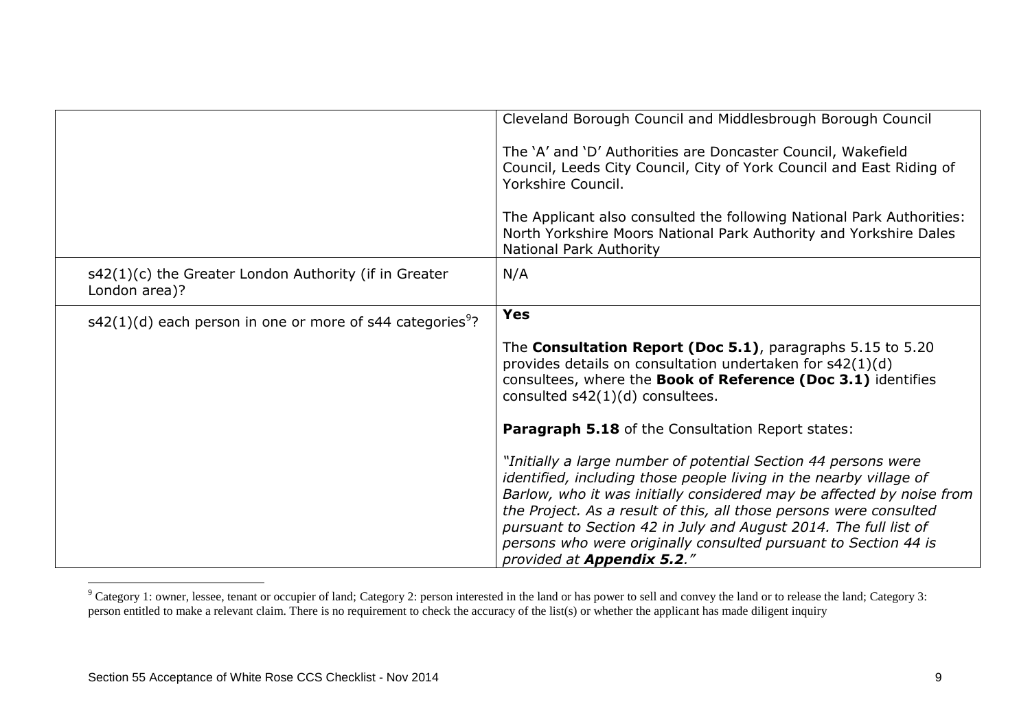| | |
|---|---|
| | Cleveland Borough Council and Middlesbrough Borough Council<br><br>The 'A' and 'D' Authorities are Doncaster Council, Wakefield Council, Leeds City Council, City of York Council and East Riding of Yorkshire Council.<br><br>The Applicant also consulted the following National Park Authorities: North Yorkshire Moors National Park Authority and Yorkshire Dales National Park Authority |
| s42(1)(c) the Greater London Authority (if in Greater London area)? | N/A |
| s42(1)(d) each person in one or more of s44 categories[9]? | **Yes**<br><br>The **Consultation Report (Doc 5.1)**, paragraphs 5.15 to 5.20 provides details on consultation undertaken for s42(1)(d) consultees, where the **Book of Reference (Doc 3.1)** identifies consulted s42(1)(d) consultees.<br><br>**Paragraph 5.18** of the Consultation Report states:<br><br>*"Initially a large number of potential Section 44 persons were identified, including those people living in the nearby village of Barlow, who it was initially considered may be affected by noise from the Project. As a result of this, all those persons were consulted pursuant to Section 42 in July and August 2014. The full list of persons who were originally consulted pursuant to Section 44 is provided at **Appendix 5.2**."* |

[9] Category 1: owner, lessee, tenant or occupier of land; Category 2: person interested in the land or has power to sell and convey the land or to release the land; Category 3: person entitled to make a relevant claim. There is no requirement to check the accuracy of the list(s) or whether the applicant has made diligent inquiry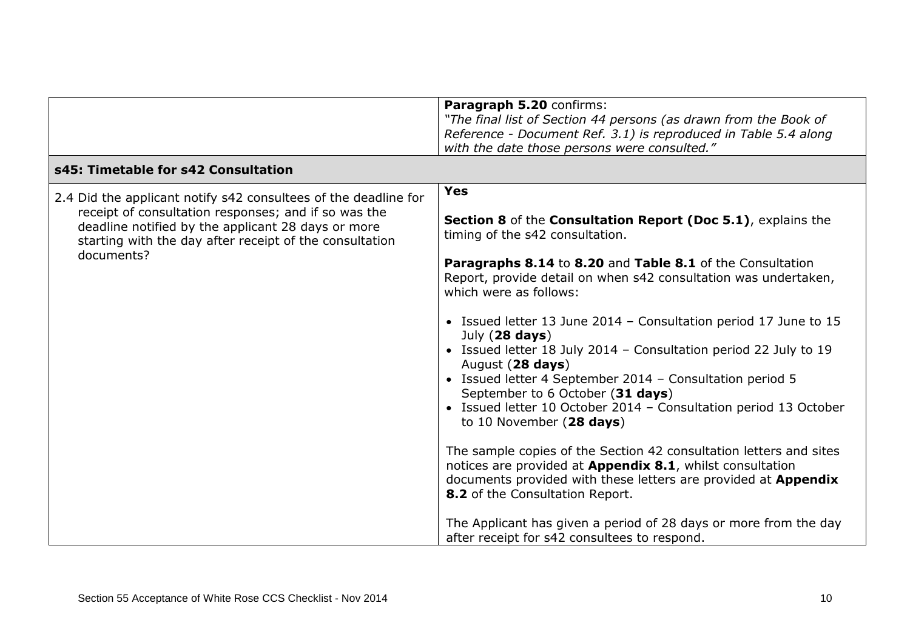| | |
|---|---|
| | **Paragraph 5.20** confirms:<br>*"The final list of Section 44 persons (as drawn from the Book of Reference - Document Ref. 3.1) is reproduced in Table 5.4 along with the date those persons were consulted."* |
| **s45: Timetable for s42 Consultation** | |
| 2.4 Did the applicant notify s42 consultees of the deadline for receipt of consultation responses; and if so was the deadline notified by the applicant 28 days or more starting with the day after receipt of the consultation documents? | **Yes**<br><br>**Section 8** of the **Consultation Report (Doc 5.1)**, explains the timing of the s42 consultation.<br><br>**Paragraphs 8.14** to **8.20** and **Table 8.1** of the Consultation Report, provide detail on when s42 consultation was undertaken, which were as follows:<br><br>• Issued letter 13 June 2014 – Consultation period 17 June to 15 July (**28 days**)<br>• Issued letter 18 July 2014 – Consultation period 22 July to 19 August (**28 days**)<br>• Issued letter 4 September 2014 – Consultation period 5 September to 6 October (**31 days**)<br>• Issued letter 10 October 2014 – Consultation period 13 October to 10 November (**28 days**)<br><br>The sample copies of the Section 42 consultation letters and sites notices are provided at **Appendix 8.1**, whilst consultation documents provided with these letters are provided at **Appendix 8.2** of the Consultation Report.<br><br>The Applicant has given a period of 28 days or more from the day after receipt for s42 consultees to respond. |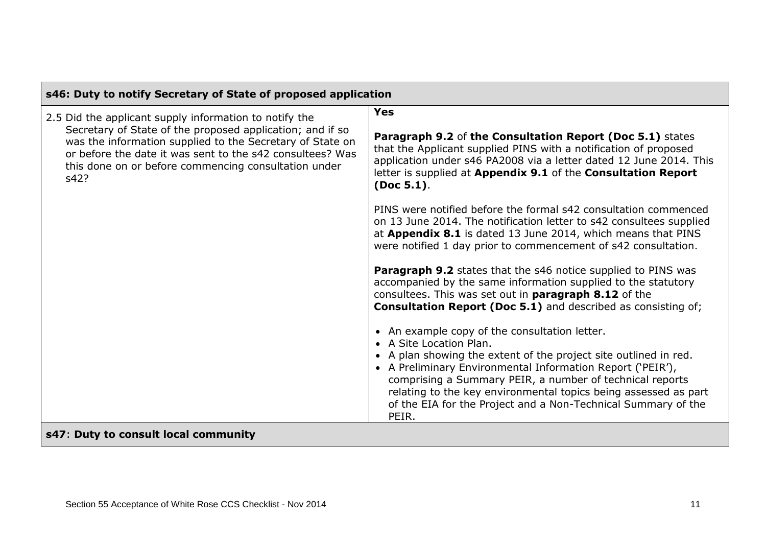| s46: Duty to notify Secretary of State of proposed application | |
|---|---|
| 2.5 Did the applicant supply information to notify the Secretary of State of the proposed application; and if so was the information supplied to the Secretary of State on or before the date it was sent to the s42 consultees? Was this done on or before commencing consultation under s42? | **Yes**<br><br>**Paragraph 9.2** of **the Consultation Report (Doc 5.1)** states that the Applicant supplied PINS with a notification of proposed application under s46 PA2008 via a letter dated 12 June 2014. This letter is supplied at **Appendix 9.1** of the **Consultation Report (Doc 5.1)**.<br><br>PINS were notified before the formal s42 consultation commenced on 13 June 2014. The notification letter to s42 consultees supplied at **Appendix 8.1** is dated 13 June 2014, which means that PINS were notified 1 day prior to commencement of s42 consultation.<br><br>**Paragraph 9.2** states that the s46 notice supplied to PINS was accompanied by the same information supplied to the statutory consultees. This was set out in **paragraph 8.12** of the **Consultation Report (Doc 5.1)** and described as consisting of;<br><br>• An example copy of the consultation letter.<br>• A Site Location Plan.<br>• A plan showing the extent of the project site outlined in red.<br>• A Preliminary Environmental Information Report ('PEIR'), comprising a Summary PEIR, a number of technical reports relating to the key environmental topics being assessed as part of the EIA for the Project and a Non-Technical Summary of the PEIR. |
| **s47: Duty to consult local community** | |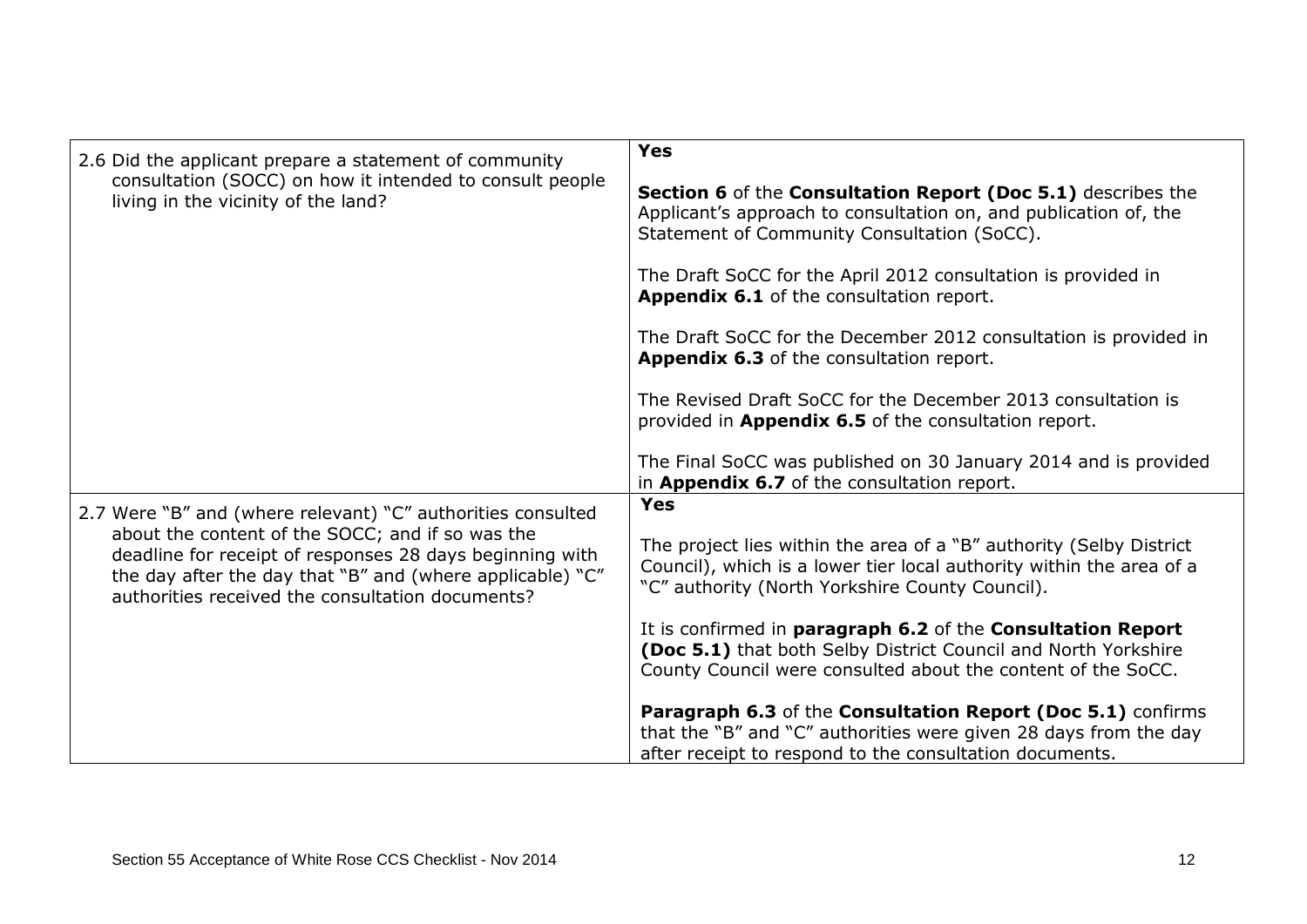| | |
|---|---|
| 2.6 Did the applicant prepare a statement of community consultation (SOCC) on how it intended to consult people living in the vicinity of the land? | **Yes**<br><br>**Section 6** of the **Consultation Report (Doc 5.1)** describes the Applicant's approach to consultation on, and publication of, the Statement of Community Consultation (SoCC).<br><br>The Draft SoCC for the April 2012 consultation is provided in **Appendix 6.1** of the consultation report.<br><br>The Draft SoCC for the December 2012 consultation is provided in **Appendix 6.3** of the consultation report.<br><br>The Revised Draft SoCC for the December 2013 consultation is provided in **Appendix 6.5** of the consultation report.<br><br>The Final SoCC was published on 30 January 2014 and is provided in **Appendix 6.7** of the consultation report. |
| 2.7 Were "B" and (where relevant) "C" authorities consulted about the content of the SOCC; and if so was the deadline for receipt of responses 28 days beginning with the day after the day that "B" and (where applicable) "C" authorities received the consultation documents? | **Yes**<br><br>The project lies within the area of a "B" authority (Selby District Council), which is a lower tier local authority within the area of a "C" authority (North Yorkshire County Council).<br><br>It is confirmed in **paragraph 6.2** of the **Consultation Report (Doc 5.1)** that both Selby District Council and North Yorkshire County Council were consulted about the content of the SoCC.<br><br>**Paragraph 6.3** of the **Consultation Report (Doc 5.1)** confirms that the "B" and "C" authorities were given 28 days from the day after receipt to respond to the consultation documents. |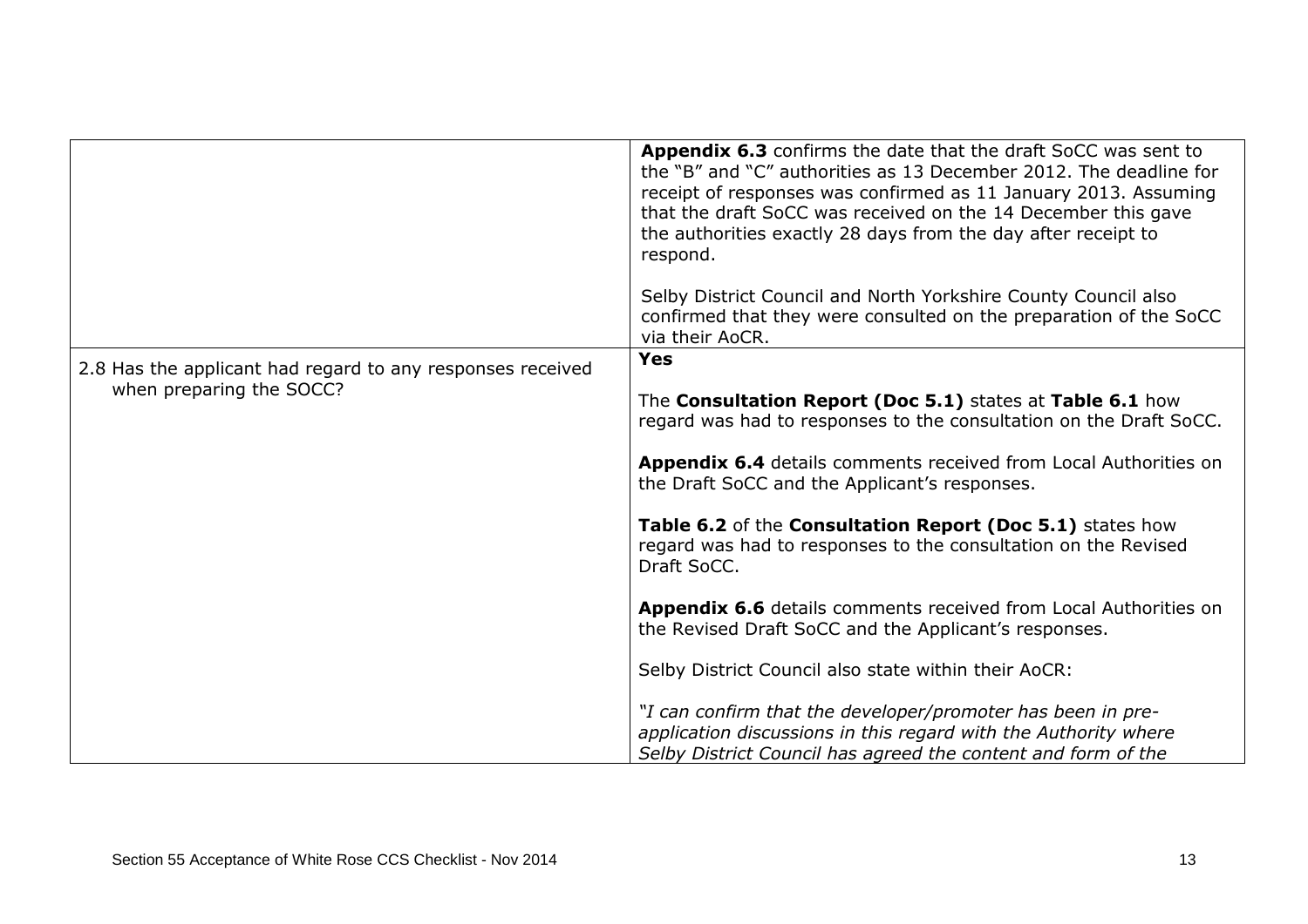| | |
|---|---|
| | **Appendix 6.3** confirms the date that the draft SoCC was sent to the "B" and "C" authorities as 13 December 2012. The deadline for receipt of responses was confirmed as 11 January 2013. Assuming that the draft SoCC was received on the 14 December this gave the authorities exactly 28 days from the day after receipt to respond.<br><br>Selby District Council and North Yorkshire County Council also confirmed that they were consulted on the preparation of the SoCC via their AoCR. |
| 2.8 Has the applicant had regard to any responses received when preparing the SOCC? | **Yes**<br><br>The **Consultation Report (Doc 5.1)** states at **Table 6.1** how regard was had to responses to the consultation on the Draft SoCC.<br><br>**Appendix 6.4** details comments received from Local Authorities on the Draft SoCC and the Applicant's responses.<br><br>**Table 6.2** of the **Consultation Report (Doc 5.1)** states how regard was had to responses to the consultation on the Revised Draft SoCC.<br><br>**Appendix 6.6** details comments received from Local Authorities on the Revised Draft SoCC and the Applicant's responses.<br><br>Selby District Council also state within their AoCR:<br><br>*"I can confirm that the developer/promoter has been in pre-application discussions in this regard with the Authority where Selby District Council has agreed the content and form of the* |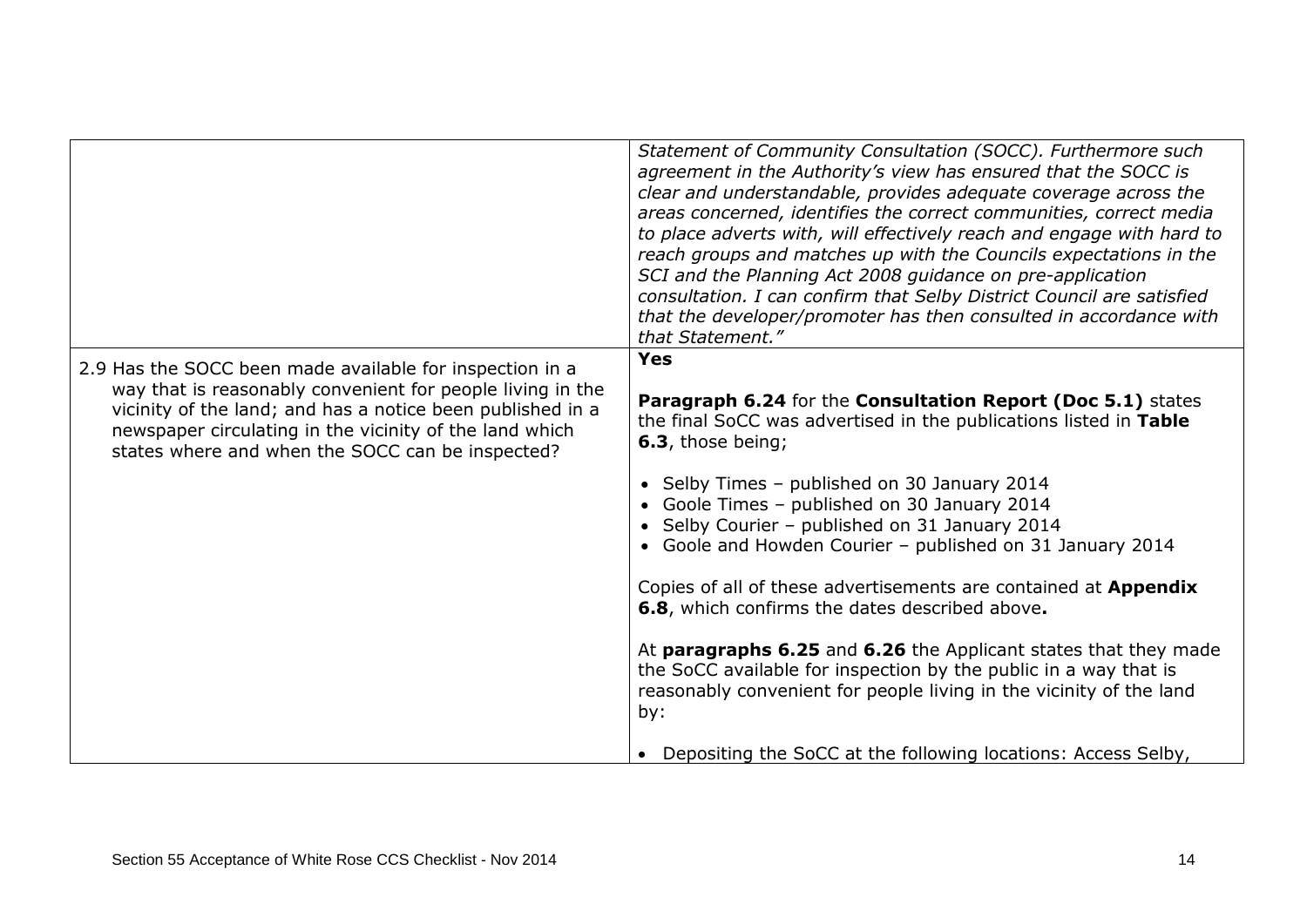| | |
|---|---|
| | *Statement of Community Consultation (SOCC). Furthermore such agreement in the Authority's view has ensured that the SOCC is clear and understandable, provides adequate coverage across the areas concerned, identifies the correct communities, correct media to place adverts with, will effectively reach and engage with hard to reach groups and matches up with the Councils expectations in the SCI and the Planning Act 2008 guidance on pre-application consultation. I can confirm that Selby District Council are satisfied that the developer/promoter has then consulted in accordance with that Statement."* |
| 2.9 Has the SOCC been made available for inspection in a way that is reasonably convenient for people living in the vicinity of the land; and has a notice been published in a newspaper circulating in the vicinity of the land which states where and when the SOCC can be inspected? | **Yes**<br><br>**Paragraph 6.24** for the **Consultation Report (Doc 5.1)** states the final SoCC was advertised in the publications listed in **Table 6.3**, those being;<br><br>• Selby Times – published on 30 January 2014<br>• Goole Times – published on 30 January 2014<br>• Selby Courier – published on 31 January 2014<br>• Goole and Howden Courier – published on 31 January 2014<br><br>Copies of all of these advertisements are contained at **Appendix 6.8**, which confirms the dates described above**.**<br><br>At **paragraphs 6.25** and **6.26** the Applicant states that they made the SoCC available for inspection by the public in a way that is reasonably convenient for people living in the vicinity of the land by:<br><br>• Depositing the SoCC at the following locations: Access Selby, |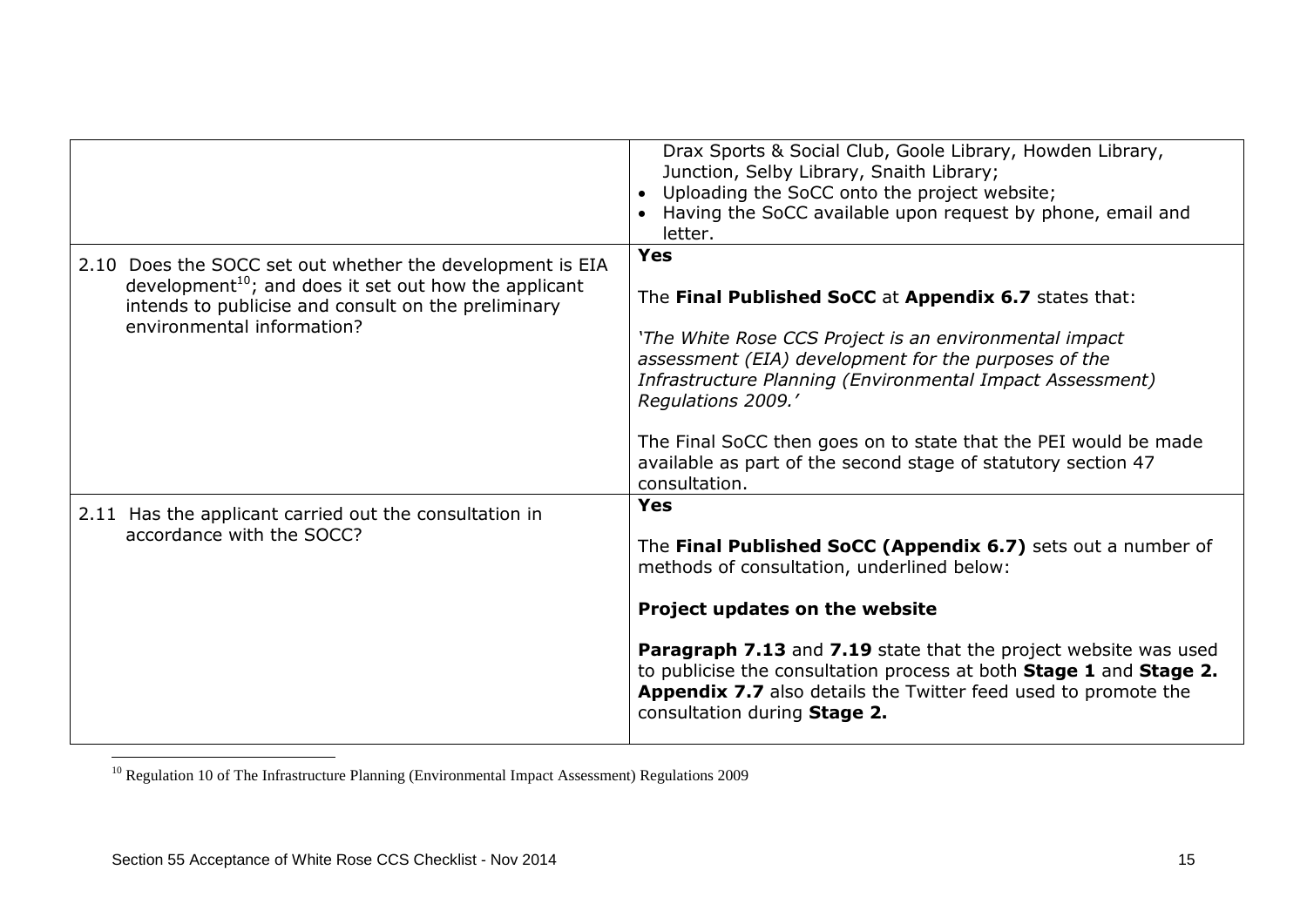| | |
|---|---|
| | Drax Sports & Social Club, Goole Library, Howden Library, Junction, Selby Library, Snaith Library;<br>• Uploading the SoCC onto the project website;<br>• Having the SoCC available upon request by phone, email and letter. |
| 2.10 Does the SOCC set out whether the development is EIA development[10]; and does it set out how the applicant intends to publicise and consult on the preliminary environmental information? | **Yes**<br><br>The **Final Published SoCC** at **Appendix 6.7** states that:<br><br>*'The White Rose CCS Project is an environmental impact assessment (EIA) development for the purposes of the Infrastructure Planning (Environmental Impact Assessment) Regulations 2009.'*<br><br>The Final SoCC then goes on to state that the PEI would be made available as part of the second stage of statutory section 47 consultation. |
| 2.11 Has the applicant carried out the consultation in accordance with the SOCC? | **Yes**<br><br>The **Final Published SoCC (Appendix 6.7)** sets out a number of methods of consultation, underlined below:<br><br>**Project updates on the website**<br><br>**Paragraph 7.13** and **7.19** state that the project website was used to publicise the consultation process at both **Stage 1** and **Stage 2.** **Appendix 7.7** also details the Twitter feed used to promote the consultation during **Stage 2.** |

[10] Regulation 10 of The Infrastructure Planning (Environmental Impact Assessment) Regulations 2009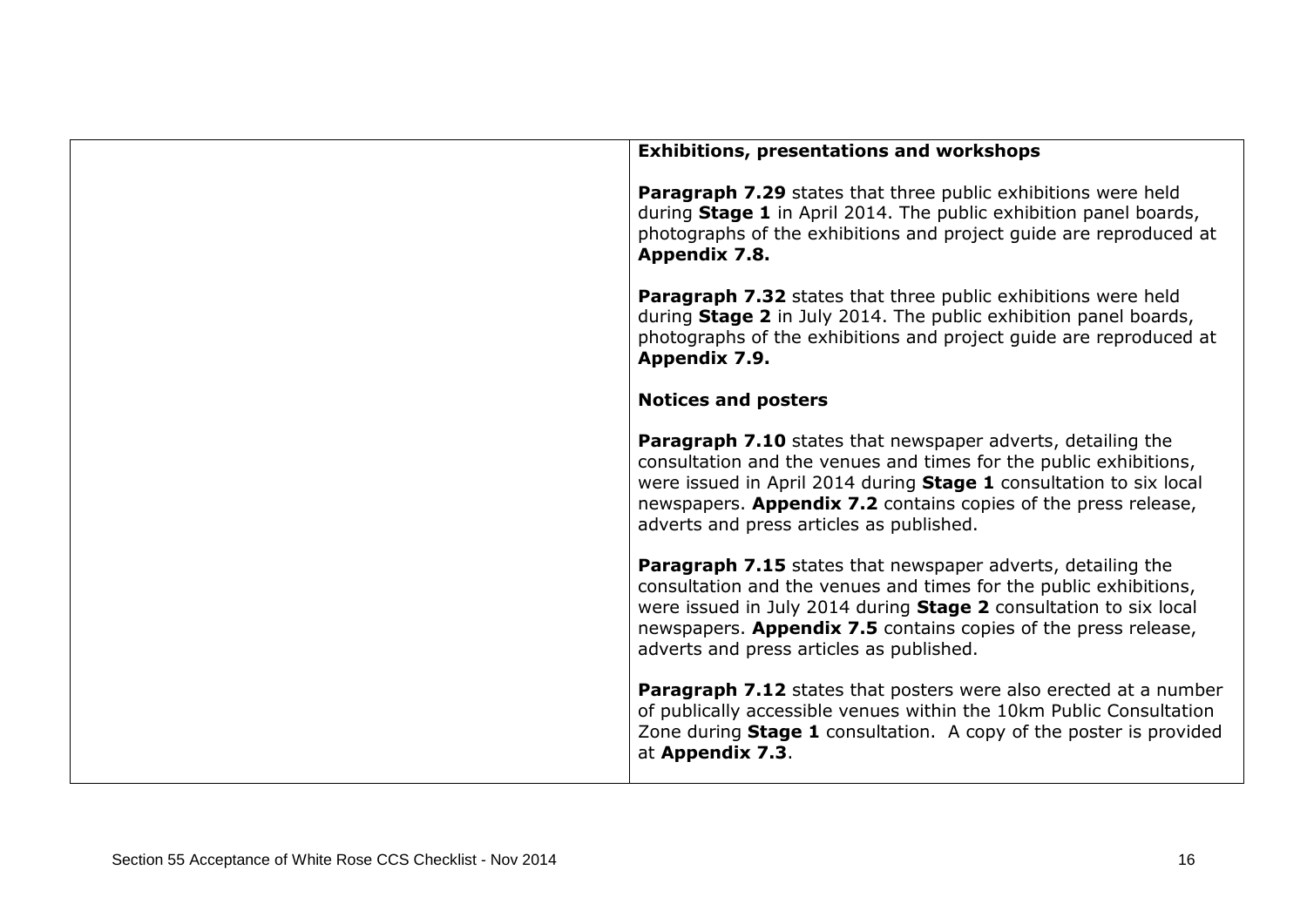| | |
|---|---|
| | **Exhibitions, presentations and workshops**<br><br>**Paragraph 7.29** states that three public exhibitions were held during **Stage 1** in April 2014. The public exhibition panel boards, photographs of the exhibitions and project guide are reproduced at **Appendix 7.8.**<br><br>**Paragraph 7.32** states that three public exhibitions were held during **Stage 2** in July 2014. The public exhibition panel boards, photographs of the exhibitions and project guide are reproduced at **Appendix 7.9.**<br><br>**Notices and posters**<br><br>**Paragraph 7.10** states that newspaper adverts, detailing the consultation and the venues and times for the public exhibitions, were issued in April 2014 during **Stage 1** consultation to six local newspapers. **Appendix 7.2** contains copies of the press release, adverts and press articles as published.<br><br>**Paragraph 7.15** states that newspaper adverts, detailing the consultation and the venues and times for the public exhibitions, were issued in July 2014 during **Stage 2** consultation to six local newspapers. **Appendix 7.5** contains copies of the press release, adverts and press articles as published.<br><br>**Paragraph 7.12** states that posters were also erected at a number of publically accessible venues within the 10km Public Consultation Zone during **Stage 1** consultation. A copy of the poster is provided at **Appendix 7.3**. |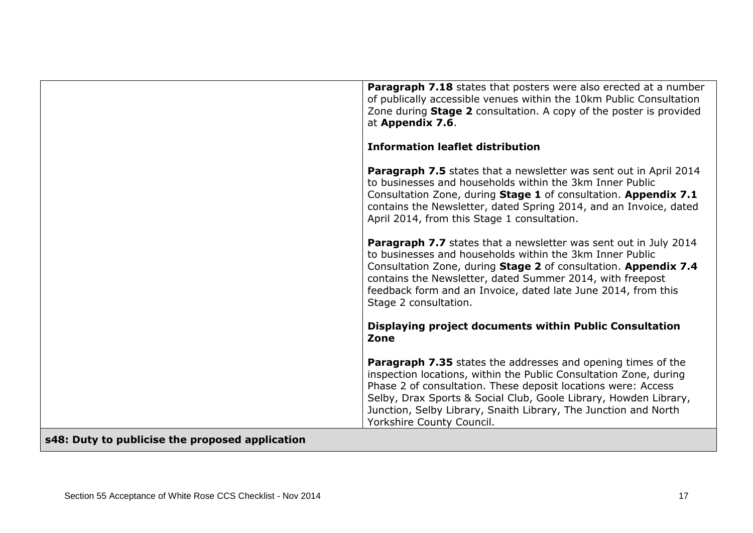| | |
|---|---|
| | **Paragraph 7.18** states that posters were also erected at a number of publically accessible venues within the 10km Public Consultation Zone during **Stage 2** consultation. A copy of the poster is provided at **Appendix 7.6**.<br><br>**Information leaflet distribution**<br><br>**Paragraph 7.5** states that a newsletter was sent out in April 2014 to businesses and households within the 3km Inner Public Consultation Zone, during **Stage 1** of consultation. **Appendix 7.1** contains the Newsletter, dated Spring 2014, and an Invoice, dated April 2014, from this Stage 1 consultation.<br><br>**Paragraph 7.7** states that a newsletter was sent out in July 2014 to businesses and households within the 3km Inner Public Consultation Zone, during **Stage 2** of consultation. **Appendix 7.4** contains the Newsletter, dated Summer 2014, with freepost feedback form and an Invoice, dated late June 2014, from this Stage 2 consultation.<br><br>**Displaying project documents within Public Consultation Zone**<br><br>**Paragraph 7.35** states the addresses and opening times of the inspection locations, within the Public Consultation Zone, during Phase 2 of consultation. These deposit locations were: Access Selby, Drax Sports & Social Club, Goole Library, Howden Library, Junction, Selby Library, Snaith Library, The Junction and North Yorkshire County Council. |
| **s48: Duty to publicise the proposed application** | |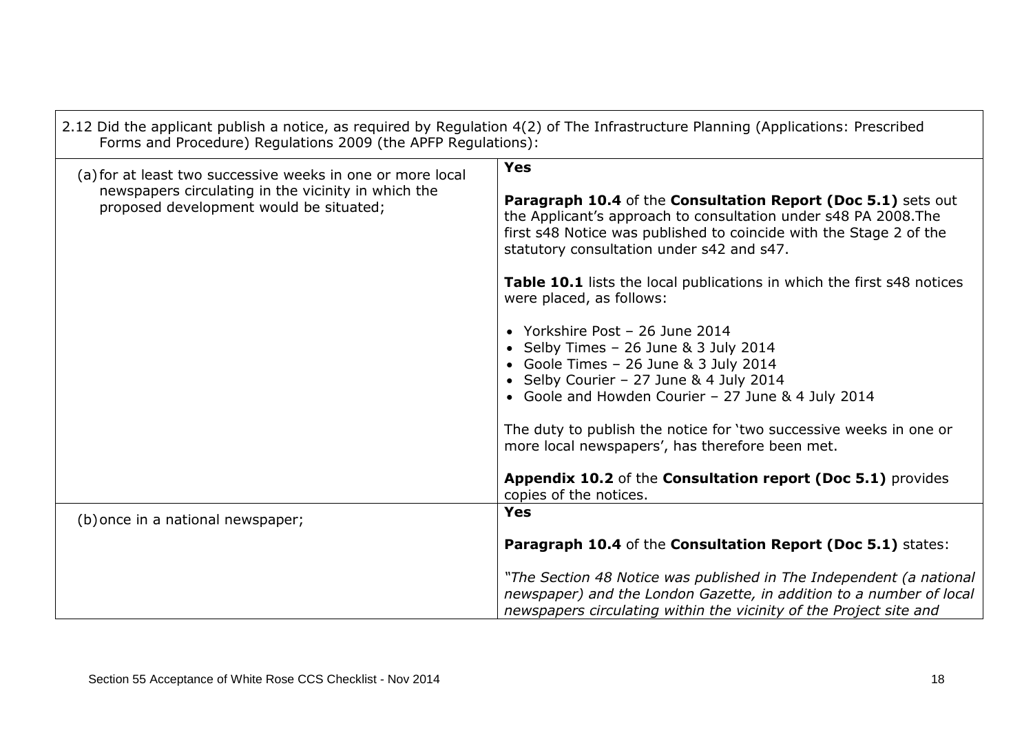| 2.12 Did the applicant publish a notice, as required by Regulation 4(2) of The Infrastructure Planning (Applications: Prescribed Forms and Procedure) Regulations 2009 (the APFP Regulations): | |
|---|---|
| (a) for at least two successive weeks in one or more local newspapers circulating in the vicinity in which the proposed development would be situated; | **Yes**<br><br>**Paragraph 10.4** of the **Consultation Report (Doc 5.1)** sets out the Applicant's approach to consultation under s48 PA 2008.The first s48 Notice was published to coincide with the Stage 2 of the statutory consultation under s42 and s47.<br><br>**Table 10.1** lists the local publications in which the first s48 notices were placed, as follows:<br><br>• Yorkshire Post – 26 June 2014<br>• Selby Times – 26 June & 3 July 2014<br>• Goole Times – 26 June & 3 July 2014<br>• Selby Courier – 27 June & 4 July 2014<br>• Goole and Howden Courier – 27 June & 4 July 2014<br><br>The duty to publish the notice for 'two successive weeks in one or more local newspapers', has therefore been met.<br><br>**Appendix 10.2** of the **Consultation report (Doc 5.1)** provides copies of the notices. |
| (b) once in a national newspaper; | **Yes**<br><br>**Paragraph 10.4** of the **Consultation Report (Doc 5.1)** states:<br><br>*"The Section 48 Notice was published in The Independent (a national newspaper) and the London Gazette, in addition to a number of local newspapers circulating within the vicinity of the Project site and* |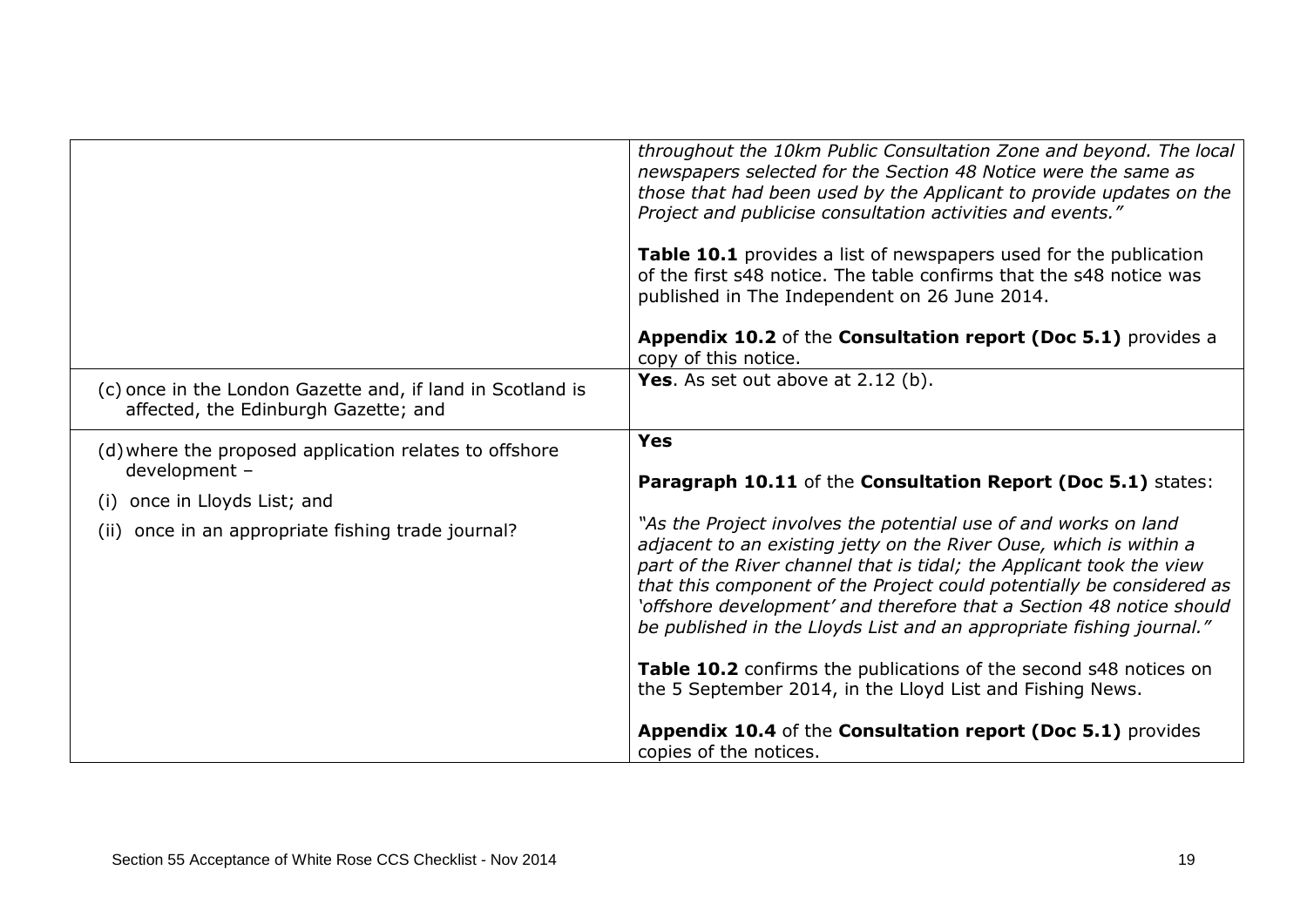| | |
|---|---|
| | *throughout the 10km Public Consultation Zone and beyond. The local newspapers selected for the Section 48 Notice were the same as those that had been used by the Applicant to provide updates on the Project and publicise consultation activities and events."*<br><br>**Table 10.1** provides a list of newspapers used for the publication of the first s48 notice. The table confirms that the s48 notice was published in The Independent on 26 June 2014.<br><br>**Appendix 10.2** of the **Consultation report (Doc 5.1)** provides a copy of this notice. |
| (c) once in the London Gazette and, if land in Scotland is affected, the Edinburgh Gazette; and | **Yes**. As set out above at 2.12 (b). |
| (d) where the proposed application relates to offshore development –<br><br>(i) once in Lloyds List; and<br><br>(ii) once in an appropriate fishing trade journal? | **Yes**<br><br>**Paragraph 10.11** of the **Consultation Report (Doc 5.1)** states:<br><br>*"As the Project involves the potential use of and works on land adjacent to an existing jetty on the River Ouse, which is within a part of the River channel that is tidal; the Applicant took the view that this component of the Project could potentially be considered as 'offshore development' and therefore that a Section 48 notice should be published in the Lloyds List and an appropriate fishing journal."*<br><br>**Table 10.2** confirms the publications of the second s48 notices on the 5 September 2014, in the Lloyd List and Fishing News.<br><br>**Appendix 10.4** of the **Consultation report (Doc 5.1)** provides copies of the notices. |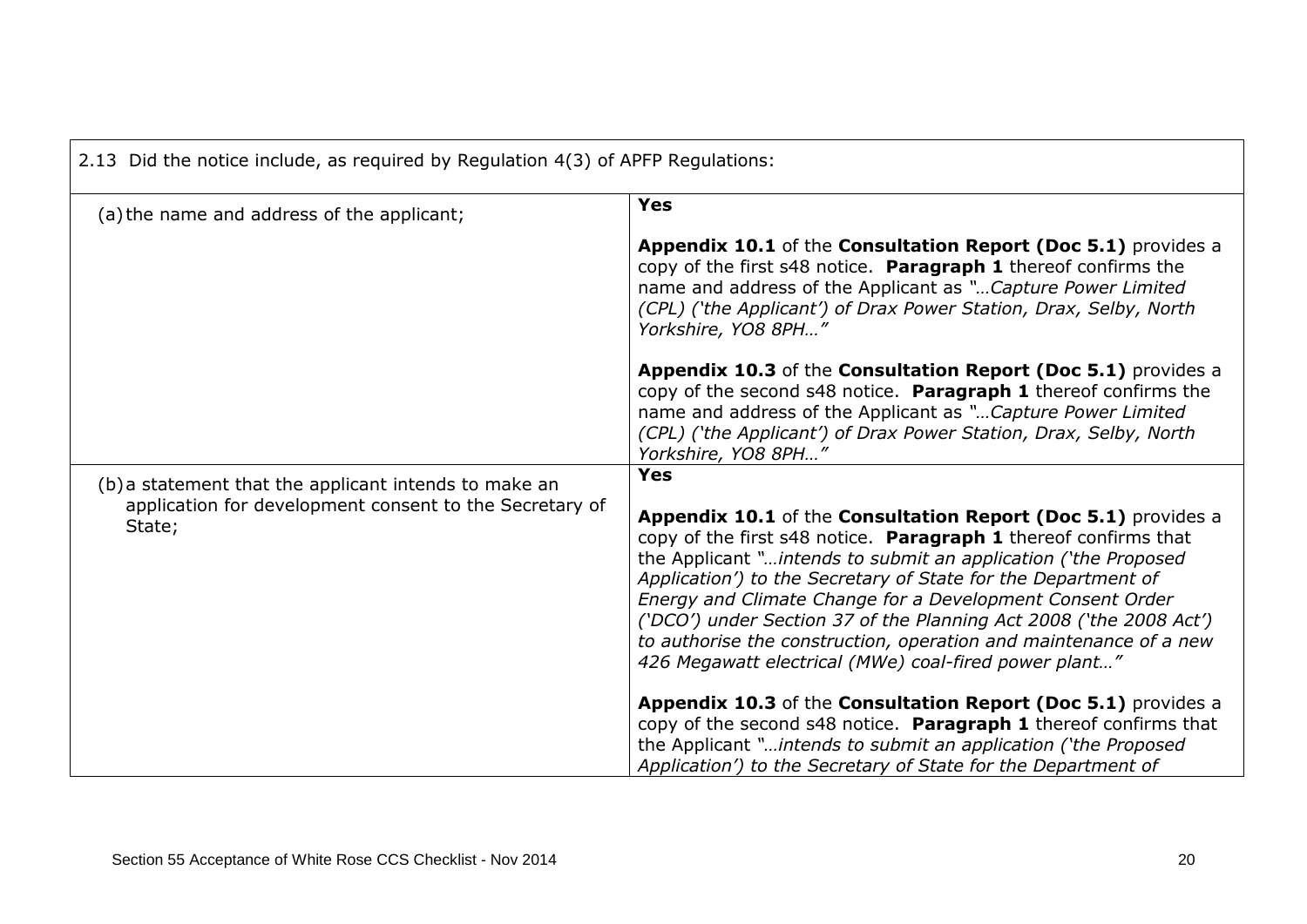| 2.13 Did the notice include, as required by Regulation 4(3) of APFP Regulations: | |
|---|---|
| (a) the name and address of the applicant; | **Yes**<br><br>**Appendix 10.1** of the **Consultation Report (Doc 5.1)** provides a copy of the first s48 notice. **Paragraph 1** thereof confirms the name and address of the Applicant as *"…Capture Power Limited (CPL) ('the Applicant') of Drax Power Station, Drax, Selby, North Yorkshire, YO8 8PH…"*<br><br>**Appendix 10.3** of the **Consultation Report (Doc 5.1)** provides a copy of the second s48 notice. **Paragraph 1** thereof confirms the name and address of the Applicant as *"…Capture Power Limited (CPL) ('the Applicant') of Drax Power Station, Drax, Selby, North Yorkshire, YO8 8PH…"* |
| (b) a statement that the applicant intends to make an application for development consent to the Secretary of State; | **Yes**<br><br>**Appendix 10.1** of the **Consultation Report (Doc 5.1)** provides a copy of the first s48 notice. **Paragraph 1** thereof confirms that the Applicant *"…intends to submit an application ('the Proposed Application') to the Secretary of State for the Department of Energy and Climate Change for a Development Consent Order ('DCO') under Section 37 of the Planning Act 2008 ('the 2008 Act') to authorise the construction, operation and maintenance of a new 426 Megawatt electrical (MWe) coal-fired power plant…"*<br><br>**Appendix 10.3** of the **Consultation Report (Doc 5.1)** provides a copy of the second s48 notice. **Paragraph 1** thereof confirms that the Applicant *"…intends to submit an application ('the Proposed Application') to the Secretary of State for the Department of* |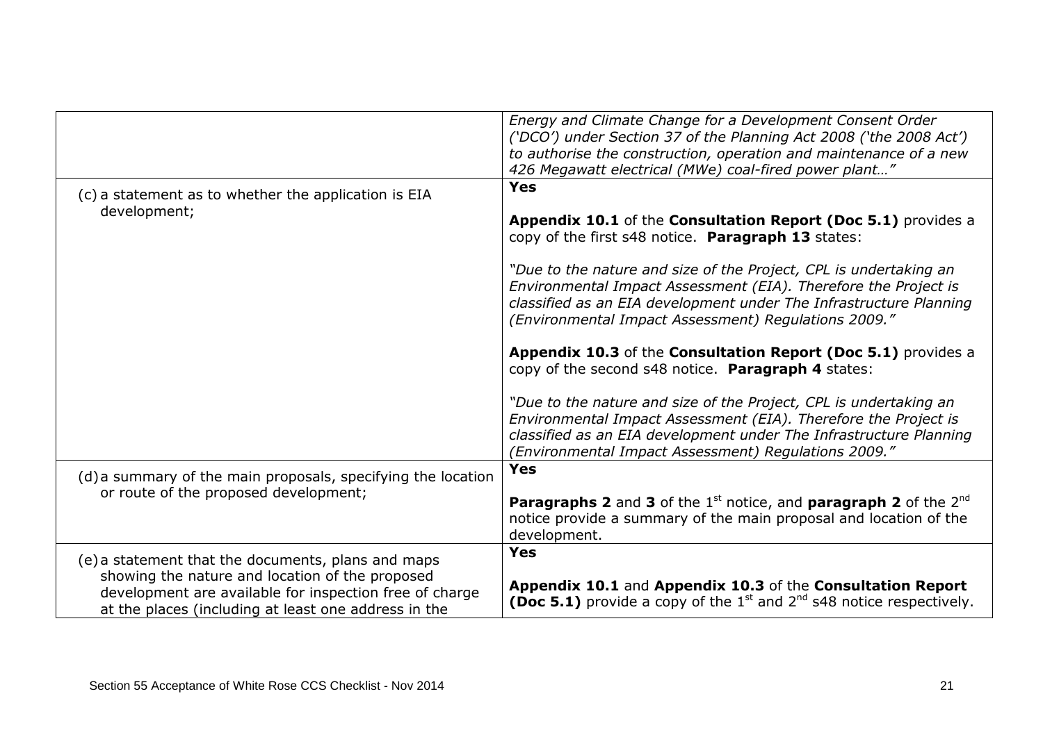| | |
|---|---|
| | *Energy and Climate Change for a Development Consent Order ('DCO') under Section 37 of the Planning Act 2008 ('the 2008 Act') to authorise the construction, operation and maintenance of a new 426 Megawatt electrical (MWe) coal-fired power plant…"* |
| (c) a statement as to whether the application is EIA development; | **Yes**<br><br>**Appendix 10.1** of the **Consultation Report (Doc 5.1)** provides a copy of the first s48 notice. **Paragraph 13** states:<br><br>*"Due to the nature and size of the Project, CPL is undertaking an Environmental Impact Assessment (EIA). Therefore the Project is classified as an EIA development under The Infrastructure Planning (Environmental Impact Assessment) Regulations 2009."*<br><br>**Appendix 10.3** of the **Consultation Report (Doc 5.1)** provides a copy of the second s48 notice. **Paragraph 4** states:<br><br>*"Due to the nature and size of the Project, CPL is undertaking an Environmental Impact Assessment (EIA). Therefore the Project is classified as an EIA development under The Infrastructure Planning (Environmental Impact Assessment) Regulations 2009."* |
| (d) a summary of the main proposals, specifying the location or route of the proposed development; | **Yes**<br><br>**Paragraphs 2** and **3** of the 1st notice, and **paragraph 2** of the 2nd notice provide a summary of the main proposal and location of the development. |
| (e) a statement that the documents, plans and maps showing the nature and location of the proposed development are available for inspection free of charge at the places (including at least one address in the | **Yes**<br><br>**Appendix 10.1** and **Appendix 10.3** of the **Consultation Report (Doc 5.1)** provide a copy of the 1st and 2nd s48 notice respectively. |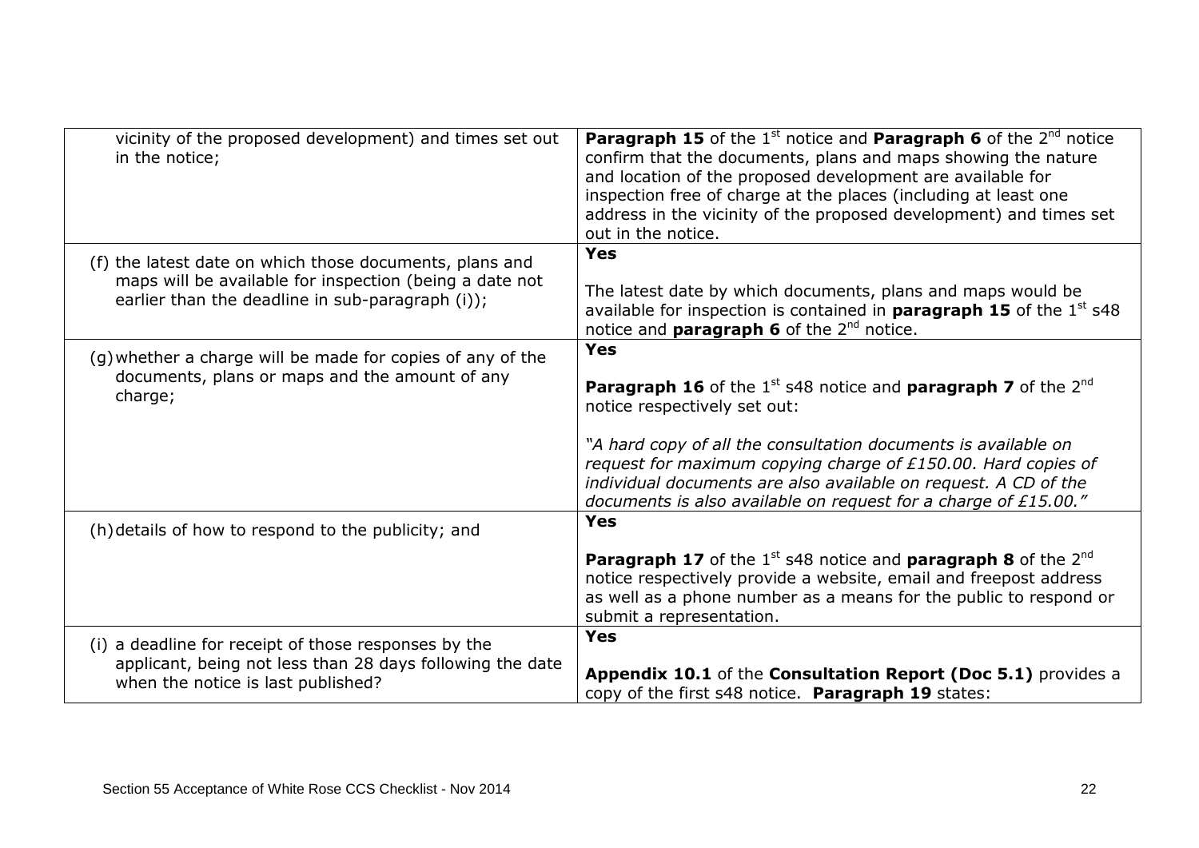| | |
|---|---|
| vicinity of the proposed development) and times set out in the notice; | **Paragraph 15** of the 1st notice and **Paragraph 6** of the 2nd notice confirm that the documents, plans and maps showing the nature and location of the proposed development are available for inspection free of charge at the places (including at least one address in the vicinity of the proposed development) and times set out in the notice. |
| (f) the latest date on which those documents, plans and maps will be available for inspection (being a date not earlier than the deadline in sub-paragraph (i)); | **Yes**<br><br>The latest date by which documents, plans and maps would be available for inspection is contained in **paragraph 15** of the 1st s48 notice and **paragraph 6** of the 2nd notice. |
| (g) whether a charge will be made for copies of any of the documents, plans or maps and the amount of any charge; | **Yes**<br><br>**Paragraph 16** of the 1st s48 notice and **paragraph 7** of the 2nd notice respectively set out:<br><br>*"A hard copy of all the consultation documents is available on request for maximum copying charge of £150.00. Hard copies of individual documents are also available on request. A CD of the documents is also available on request for a charge of £15.00."* |
| (h) details of how to respond to the publicity; and | **Yes**<br><br>**Paragraph 17** of the 1st s48 notice and **paragraph 8** of the 2nd notice respectively provide a website, email and freepost address as well as a phone number as a means for the public to respond or submit a representation. |
| (i) a deadline for receipt of those responses by the applicant, being not less than 28 days following the date when the notice is last published? | **Yes**<br><br>**Appendix 10.1** of the **Consultation Report (Doc 5.1)** provides a copy of the first s48 notice. **Paragraph 19** states: |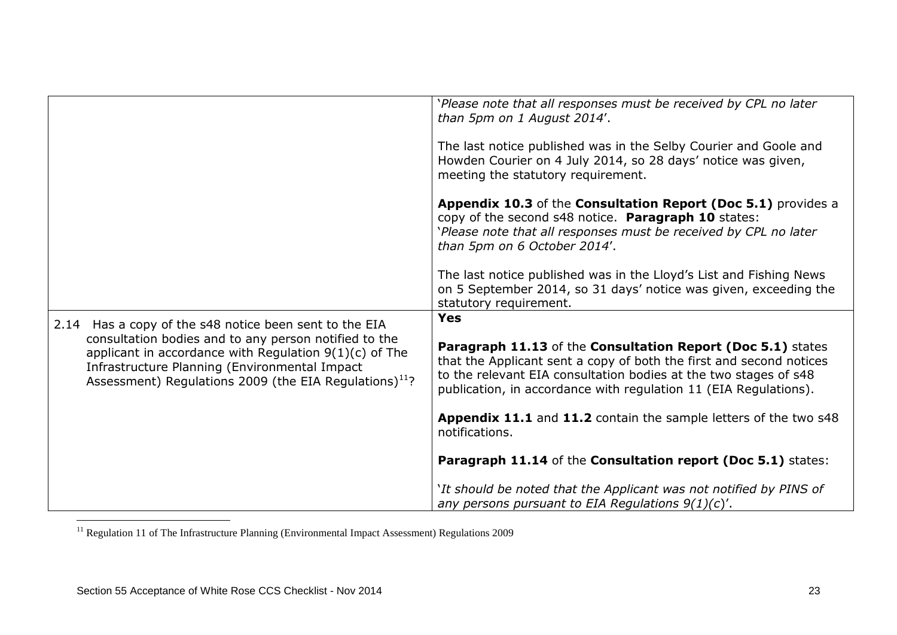| | |
|---|---|
| | '*Please note that all responses must be received by CPL no later than 5pm on 1 August 2014*'.<br><br>The last notice published was in the Selby Courier and Goole and Howden Courier on 4 July 2014, so 28 days' notice was given, meeting the statutory requirement.<br><br>**Appendix 10.3** of the **Consultation Report (Doc 5.1)** provides a copy of the second s48 notice. **Paragraph 10** states:<br>'*Please note that all responses must be received by CPL no later than 5pm on 6 October 2014*'.<br><br>The last notice published was in the Lloyd's List and Fishing News on 5 September 2014, so 31 days' notice was given, exceeding the statutory requirement. |
| 2.14 Has a copy of the s48 notice been sent to the EIA consultation bodies and to any person notified to the applicant in accordance with Regulation 9(1)(c) of The Infrastructure Planning (Environmental Impact Assessment) Regulations 2009 (the EIA Regulations)[11]? | **Yes**<br><br>**Paragraph 11.13** of the **Consultation Report (Doc 5.1)** states that the Applicant sent a copy of both the first and second notices to the relevant EIA consultation bodies at the two stages of s48 publication, in accordance with regulation 11 (EIA Regulations).<br><br>**Appendix 11.1** and **11.2** contain the sample letters of the two s48 notifications.<br><br>**Paragraph 11.14** of the **Consultation report (Doc 5.1)** states:<br><br>'*It should be noted that the Applicant was not notified by PINS of any persons pursuant to EIA Regulations 9(1)(c)*'. |

[11] Regulation 11 of The Infrastructure Planning (Environmental Impact Assessment) Regulations 2009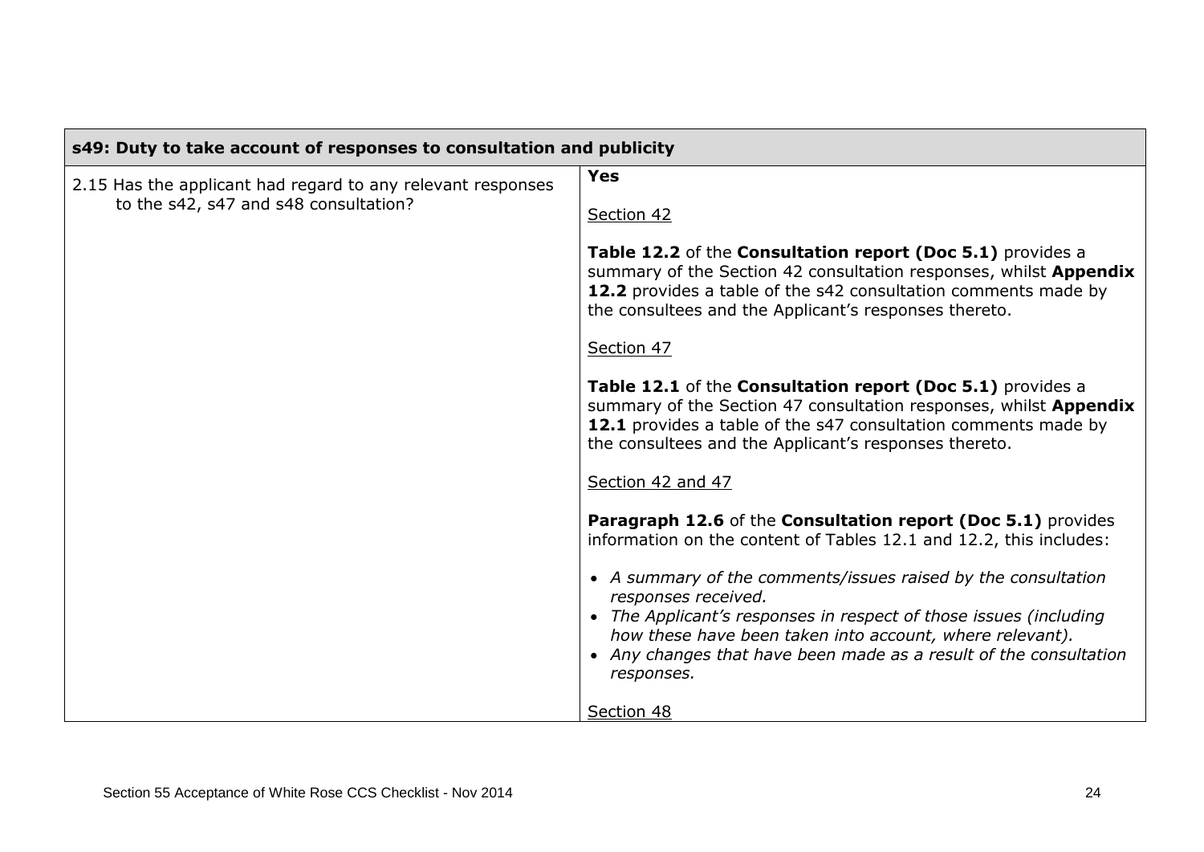| s49: Duty to take account of responses to consultation and publicity | |
|---|---|
| 2.15 Has the applicant had regard to any relevant responses to the s42, s47 and s48 consultation? | **Yes**<br><br>Section 42<br><br>**Table 12.2** of the **Consultation report (Doc 5.1)** provides a summary of the Section 42 consultation responses, whilst **Appendix 12.2** provides a table of the s42 consultation comments made by the consultees and the Applicant's responses thereto.<br><br>Section 47<br><br>**Table 12.1** of the **Consultation report (Doc 5.1)** provides a summary of the Section 47 consultation responses, whilst **Appendix 12.1** provides a table of the s47 consultation comments made by the consultees and the Applicant's responses thereto.<br><br>Section 42 and 47<br><br>**Paragraph 12.6** of the **Consultation report (Doc 5.1)** provides information on the content of Tables 12.1 and 12.2, this includes:<br><br>• *A summary of the comments/issues raised by the consultation responses received.*<br>• *The Applicant's responses in respect of those issues (including how these have been taken into account, where relevant).*<br>• *Any changes that have been made as a result of the consultation responses.*<br><br>Section 48 |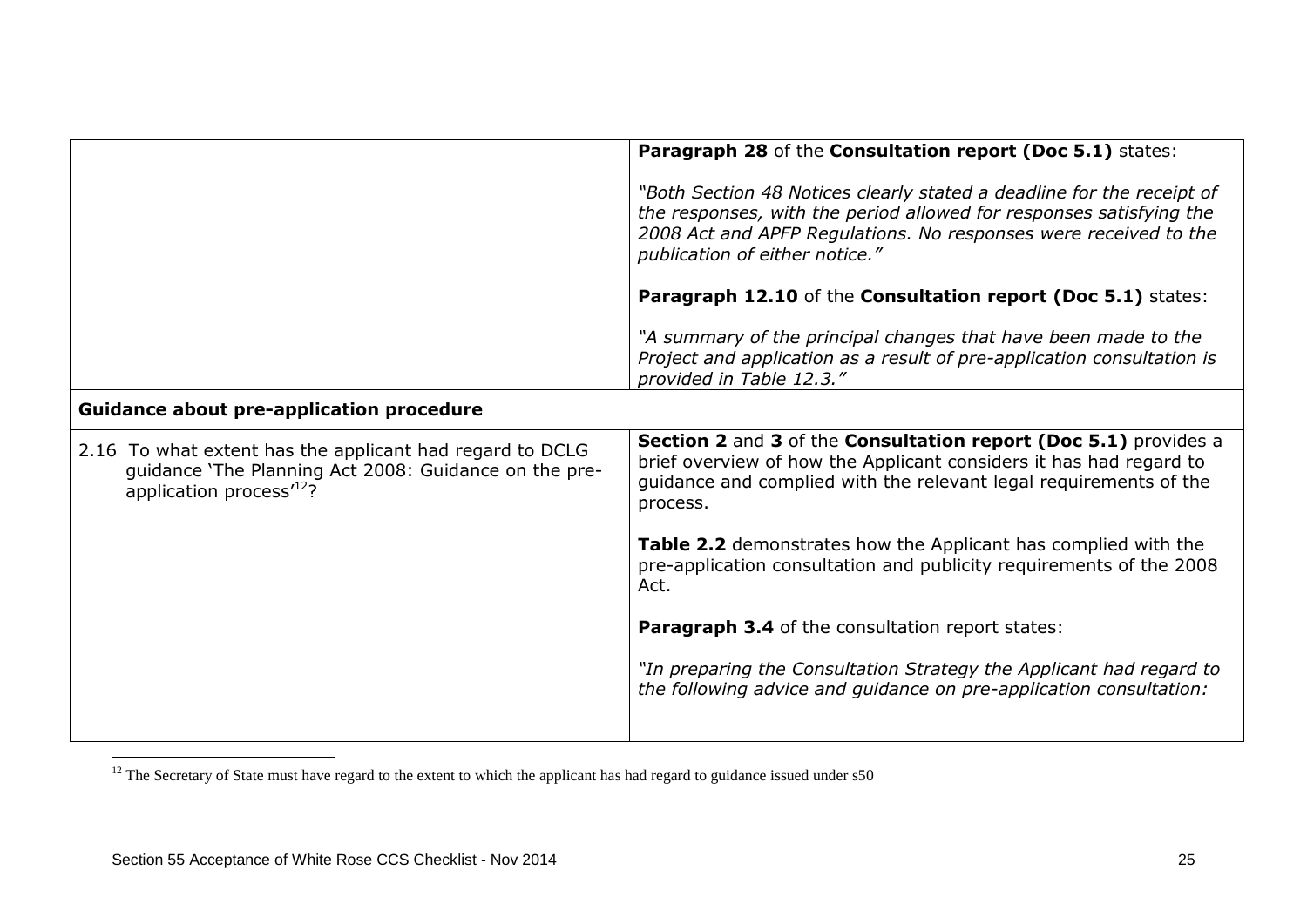| | |
|---|---|
| | **Paragraph 28** of the **Consultation report (Doc 5.1)** states:<br><br>*"Both Section 48 Notices clearly stated a deadline for the receipt of the responses, with the period allowed for responses satisfying the 2008 Act and APFP Regulations. No responses were received to the publication of either notice."*<br><br>**Paragraph 12.10** of the **Consultation report (Doc 5.1)** states:<br><br>*"A summary of the principal changes that have been made to the Project and application as a result of pre-application consultation is provided in Table 12.3."* |
| **Guidance about pre-application procedure** | |
| 2.16 To what extent has the applicant had regard to DCLG guidance 'The Planning Act 2008: Guidance on the pre-application process'[12]? | **Section 2** and **3** of the **Consultation report (Doc 5.1)** provides a brief overview of how the Applicant considers it has had regard to guidance and complied with the relevant legal requirements of the process.<br><br>**Table 2.2** demonstrates how the Applicant has complied with the pre-application consultation and publicity requirements of the 2008 Act.<br><br>**Paragraph 3.4** of the consultation report states:<br><br>*"In preparing the Consultation Strategy the Applicant had regard to the following advice and guidance on pre-application consultation:* |

[12] The Secretary of State must have regard to the extent to which the applicant has had regard to guidance issued under s50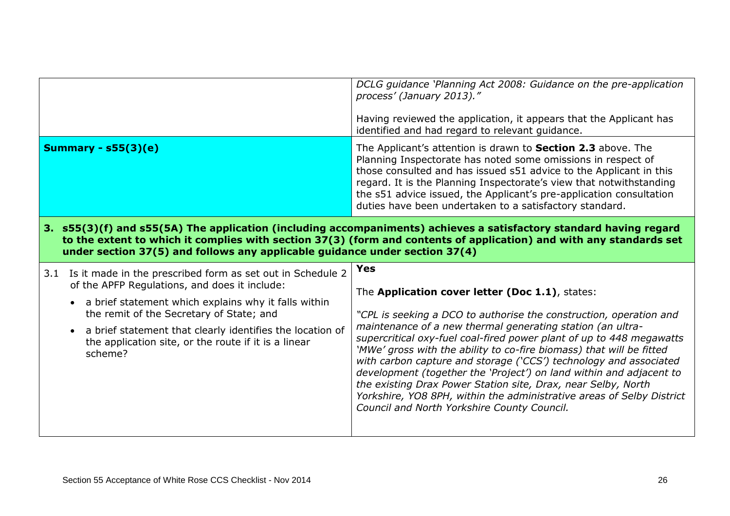| | |
|---|---|
| | *DCLG guidance 'Planning Act 2008: Guidance on the pre-application process' (January 2013)."*<br><br>Having reviewed the application, it appears that the Applicant has identified and had regard to relevant guidance. |
| **Summary - s55(3)(e)** | The Applicant's attention is drawn to **Section 2.3** above. The Planning Inspectorate has noted some omissions in respect of those consulted and has issued s51 advice to the Applicant in this regard. It is the Planning Inspectorate's view that notwithstanding the s51 advice issued, the Applicant's pre-application consultation duties have been undertaken to a satisfactory standard. |

## 3. s55(3)(f) and s55(5A) The application (including accompaniments) achieves a satisfactory standard having regard to the extent to which it complies with section 37(3) (form and contents of application) and with any standards set under section 37(5) and follows any applicable guidance under section 37(4)

| | |
|---|---|
| 3.1 Is it made in the prescribed form as set out in Schedule 2 of the APFP Regulations, and does it include:<br>• a brief statement which explains why it falls within the remit of the Secretary of State; and<br>• a brief statement that clearly identifies the location of the application site, or the route if it is a linear scheme? | **Yes**<br><br>The **Application cover letter (Doc 1.1)**, states:<br><br>*"CPL is seeking a DCO to authorise the construction, operation and maintenance of a new thermal generating station (an ultra-supercritical oxy-fuel coal-fired power plant of up to 448 megawatts 'MWe' gross with the ability to co-fire biomass) that will be fitted with carbon capture and storage ('CCS') technology and associated development (together the 'Project') on land within and adjacent to the existing Drax Power Station site, Drax, near Selby, North Yorkshire, YO8 8PH, within the administrative areas of Selby District Council and North Yorkshire County Council.* |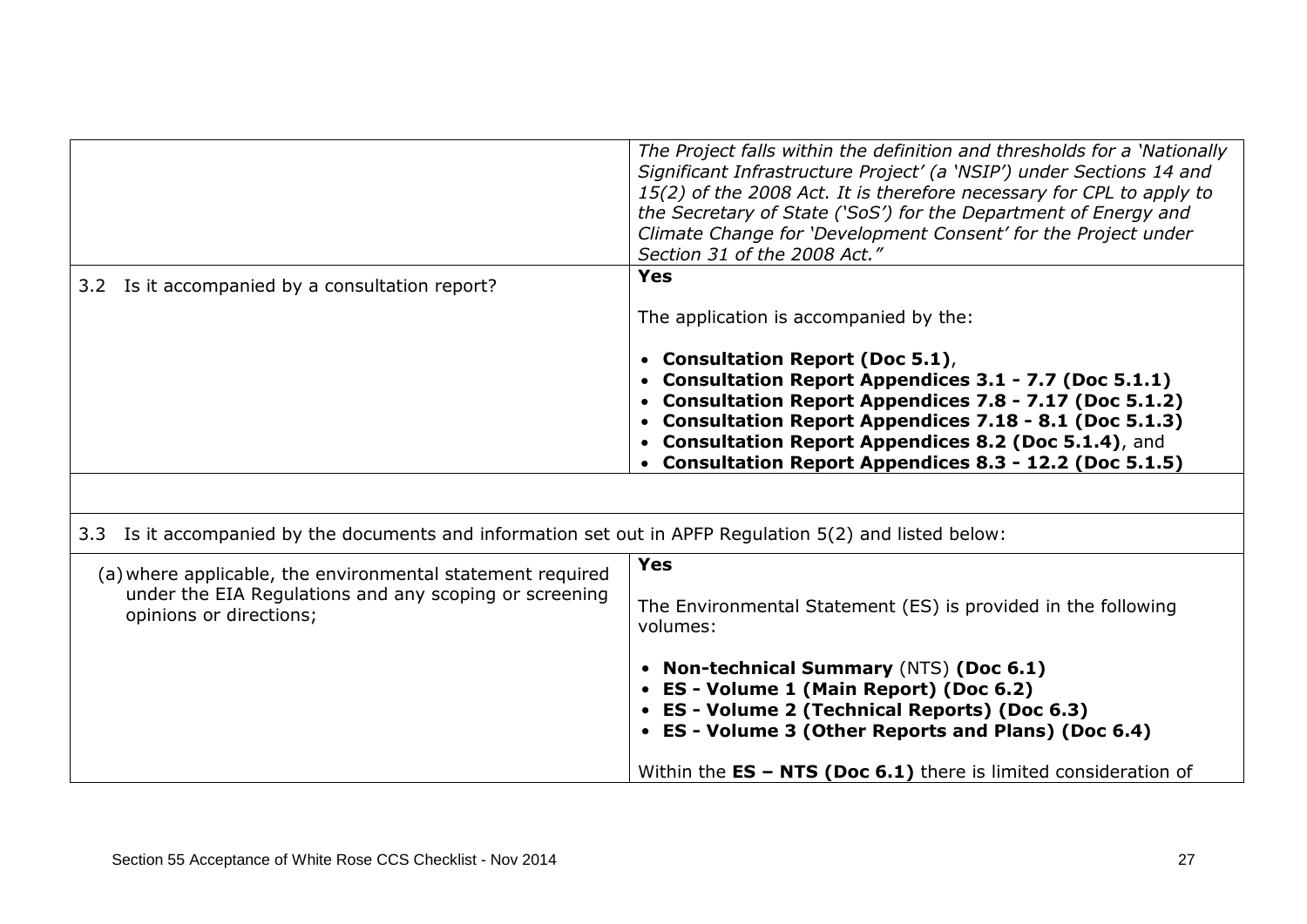| | |
|---|---|
| | *The Project falls within the definition and thresholds for a 'Nationally Significant Infrastructure Project' (a 'NSIP') under Sections 14 and 15(2) of the 2008 Act. It is therefore necessary for CPL to apply to the Secretary of State ('SoS') for the Department of Energy and Climate Change for 'Development Consent' for the Project under Section 31 of the 2008 Act."* |
| 3.2 Is it accompanied by a consultation report? | **Yes**<br><br>The application is accompanied by the:<br><br>• **Consultation Report (Doc 5.1)**,<br>• **Consultation Report Appendices 3.1 - 7.7 (Doc 5.1.1)**<br>• **Consultation Report Appendices 7.8 - 7.17 (Doc 5.1.2)**<br>• **Consultation Report Appendices 7.18 - 8.1 (Doc 5.1.3)**<br>• **Consultation Report Appendices 8.2 (Doc 5.1.4)**, and<br>• **Consultation Report Appendices 8.3 - 12.2 (Doc 5.1.5)** |
| | |
| 3.3 Is it accompanied by the documents and information set out in APFP Regulation 5(2) and listed below: | |
| (a) where applicable, the environmental statement required under the EIA Regulations and any scoping or screening opinions or directions; | **Yes**<br><br>The Environmental Statement (ES) is provided in the following volumes:<br><br>• **Non-technical Summary** (NTS) **(Doc 6.1)**<br>• **ES - Volume 1 (Main Report) (Doc 6.2)**<br>• **ES - Volume 2 (Technical Reports) (Doc 6.3)**<br>• **ES - Volume 3 (Other Reports and Plans) (Doc 6.4)**<br><br>Within the **ES – NTS (Doc 6.1)** there is limited consideration of |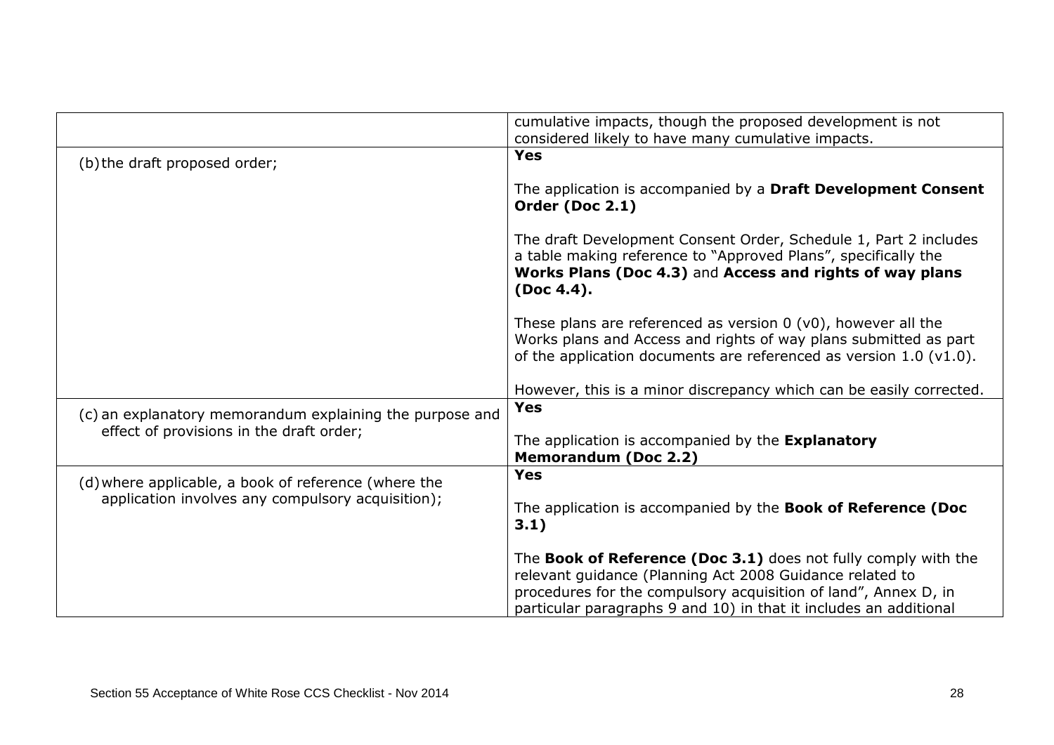| | |
|---|---|
| | cumulative impacts, though the proposed development is not considered likely to have many cumulative impacts. |
| (b) the draft proposed order; | **Yes**<br><br>The application is accompanied by a **Draft Development Consent Order (Doc 2.1)**<br><br>The draft Development Consent Order, Schedule 1, Part 2 includes a table making reference to "Approved Plans", specifically the **Works Plans (Doc 4.3)** and **Access and rights of way plans (Doc 4.4).**<br><br>These plans are referenced as version 0 (v0), however all the Works plans and Access and rights of way plans submitted as part of the application documents are referenced as version 1.0 (v1.0).<br><br>However, this is a minor discrepancy which can be easily corrected. |
| (c) an explanatory memorandum explaining the purpose and effect of provisions in the draft order; | **Yes**<br><br>The application is accompanied by the **Explanatory Memorandum (Doc 2.2)** |
| (d) where applicable, a book of reference (where the application involves any compulsory acquisition); | **Yes**<br><br>The application is accompanied by the **Book of Reference (Doc 3.1)**<br><br>The **Book of Reference (Doc 3.1)** does not fully comply with the relevant guidance (Planning Act 2008 Guidance related to procedures for the compulsory acquisition of land", Annex D, in particular paragraphs 9 and 10) in that it includes an additional |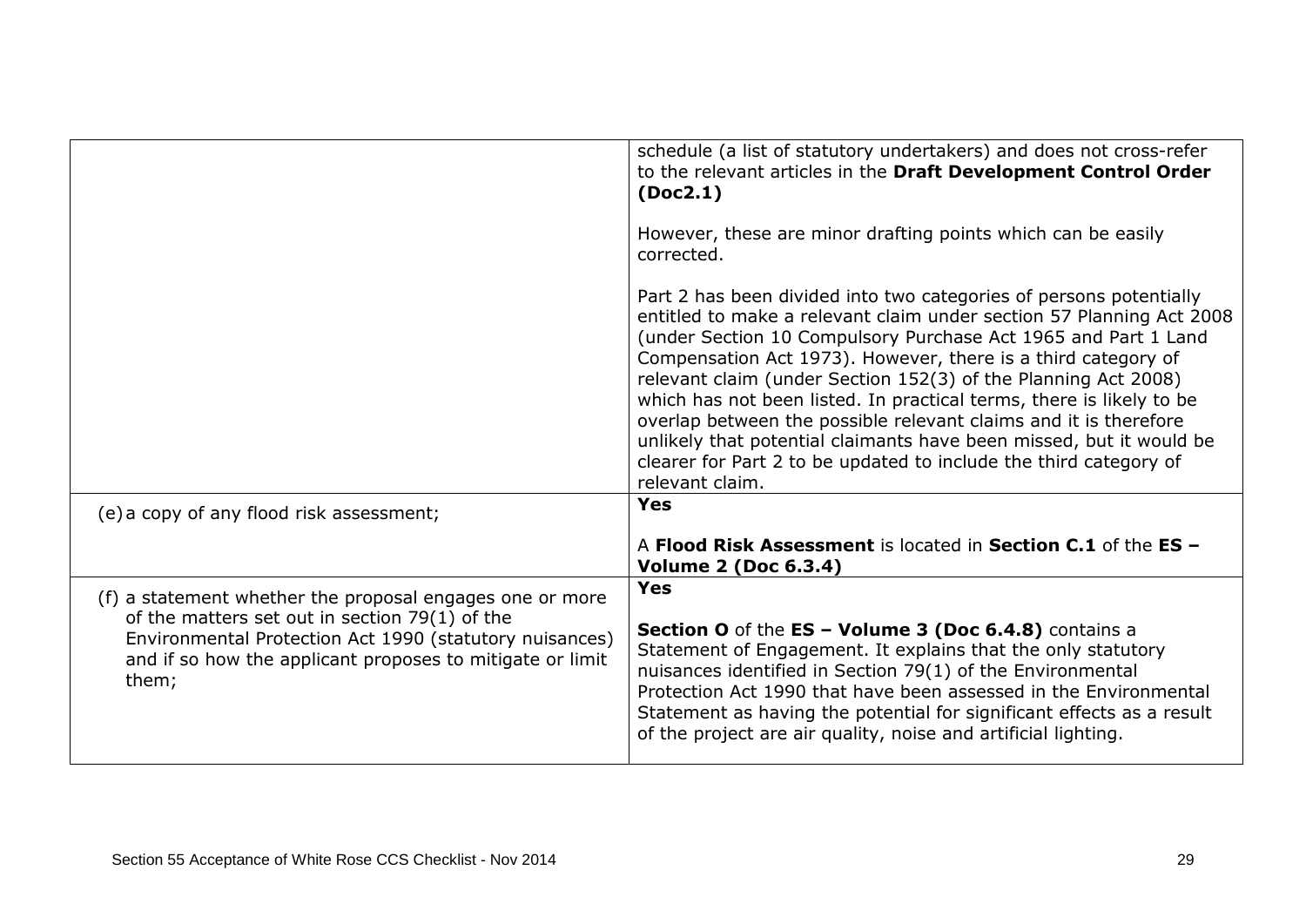| | |
|---|---|
| | schedule (a list of statutory undertakers) and does not cross-refer to the relevant articles in the **Draft Development Control Order (Doc2.1)**<br><br>However, these are minor drafting points which can be easily corrected.<br><br>Part 2 has been divided into two categories of persons potentially entitled to make a relevant claim under section 57 Planning Act 2008 (under Section 10 Compulsory Purchase Act 1965 and Part 1 Land Compensation Act 1973). However, there is a third category of relevant claim (under Section 152(3) of the Planning Act 2008) which has not been listed. In practical terms, there is likely to be overlap between the possible relevant claims and it is therefore unlikely that potential claimants have been missed, but it would be clearer for Part 2 to be updated to include the third category of relevant claim. |
| (e) a copy of any flood risk assessment; | **Yes**<br><br>A **Flood Risk Assessment** is located in **Section C.1** of the **ES – Volume 2 (Doc 6.3.4)** |
| (f) a statement whether the proposal engages one or more of the matters set out in section 79(1) of the Environmental Protection Act 1990 (statutory nuisances) and if so how the applicant proposes to mitigate or limit them; | **Yes**<br><br>**Section O** of the **ES – Volume 3 (Doc 6.4.8)** contains a Statement of Engagement. It explains that the only statutory nuisances identified in Section 79(1) of the Environmental Protection Act 1990 that have been assessed in the Environmental Statement as having the potential for significant effects as a result of the project are air quality, noise and artificial lighting. |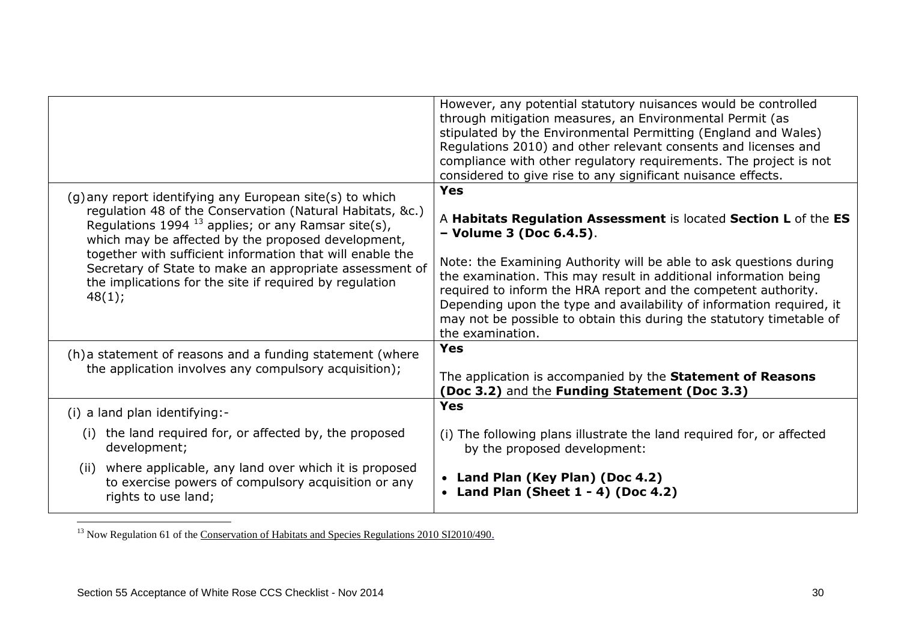| | |
|---|---|
| | However, any potential statutory nuisances would be controlled through mitigation measures, an Environmental Permit (as stipulated by the Environmental Permitting (England and Wales) Regulations 2010) and other relevant consents and licenses and compliance with other regulatory requirements. The project is not considered to give rise to any significant nuisance effects. |
| (g) any report identifying any European site(s) to which regulation 48 of the Conservation (Natural Habitats, &c.) Regulations 1994 [13] applies; or any Ramsar site(s), which may be affected by the proposed development, together with sufficient information that will enable the Secretary of State to make an appropriate assessment of the implications for the site if required by regulation 48(1); | **Yes**<br><br>A **Habitats Regulation Assessment** is located **Section L** of the **ES – Volume 3 (Doc 6.4.5)**.<br><br>Note: the Examining Authority will be able to ask questions during the examination. This may result in additional information being required to inform the HRA report and the competent authority. Depending upon the type and availability of information required, it may not be possible to obtain this during the statutory timetable of the examination. |
| (h) a statement of reasons and a funding statement (where the application involves any compulsory acquisition); | **Yes**<br><br>The application is accompanied by the **Statement of Reasons (Doc 3.2)** and the **Funding Statement (Doc 3.3)** |
| (i) a land plan identifying:-<br><br>(i) the land required for, or affected by, the proposed development;<br><br>(ii) where applicable, any land over which it is proposed to exercise powers of compulsory acquisition or any rights to use land; | **Yes**<br><br>(i) The following plans illustrate the land required for, or affected by the proposed development:<br><br>• **Land Plan (Key Plan) (Doc 4.2)**<br>• **Land Plan (Sheet 1 - 4) (Doc 4.2)** |

[13] Now Regulation 61 of the Conservation of Habitats and Species Regulations 2010 SI2010/490.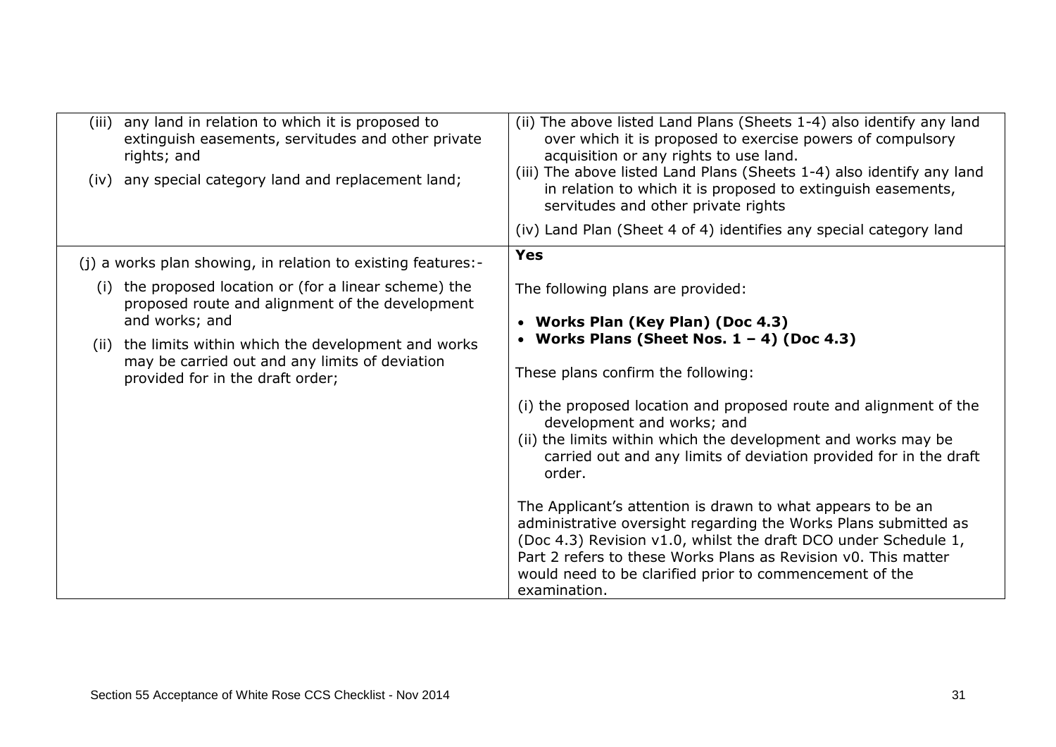| | |
|---|---|
| (iii) any land in relation to which it is proposed to extinguish easements, servitudes and other private rights; and<br><br>(iv) any special category land and replacement land; | (ii) The above listed Land Plans (Sheets 1-4) also identify any land over which it is proposed to exercise powers of compulsory acquisition or any rights to use land.<br>(iii) The above listed Land Plans (Sheets 1-4) also identify any land in relation to which it is proposed to extinguish easements, servitudes and other private rights<br><br>(iv) Land Plan (Sheet 4 of 4) identifies any special category land |
| (j) a works plan showing, in relation to existing features:-<br><br>(i) the proposed location or (for a linear scheme) the proposed route and alignment of the development and works; and<br><br>(ii) the limits within which the development and works may be carried out and any limits of deviation provided for in the draft order; | **Yes**<br><br>The following plans are provided:<br><br>• **Works Plan (Key Plan) (Doc 4.3)**<br>• **Works Plans (Sheet Nos. 1 – 4) (Doc 4.3)**<br><br>These plans confirm the following:<br><br>(i) the proposed location and proposed route and alignment of the development and works; and<br>(ii) the limits within which the development and works may be carried out and any limits of deviation provided for in the draft order.<br><br>The Applicant's attention is drawn to what appears to be an administrative oversight regarding the Works Plans submitted as (Doc 4.3) Revision v1.0, whilst the draft DCO under Schedule 1, Part 2 refers to these Works Plans as Revision v0. This matter would need to be clarified prior to commencement of the examination. |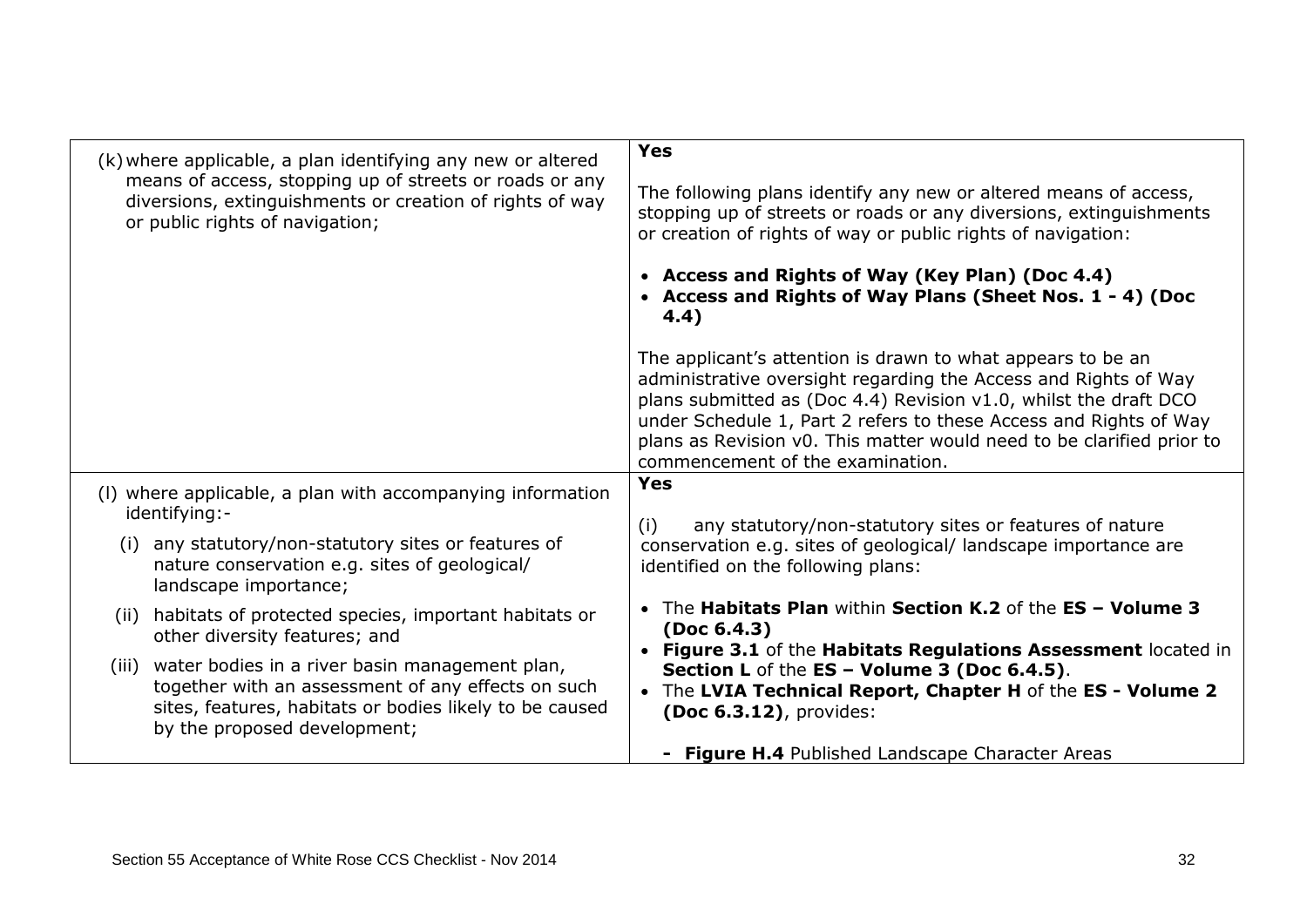| | |
|---|---|
| (k) where applicable, a plan identifying any new or altered means of access, stopping up of streets or roads or any diversions, extinguishments or creation of rights of way or public rights of navigation; | **Yes**<br><br>The following plans identify any new or altered means of access, stopping up of streets or roads or any diversions, extinguishments or creation of rights of way or public rights of navigation:<br><br>• **Access and Rights of Way (Key Plan) (Doc 4.4)**<br>• **Access and Rights of Way Plans (Sheet Nos. 1 - 4) (Doc 4.4)**<br><br>The applicant's attention is drawn to what appears to be an administrative oversight regarding the Access and Rights of Way plans submitted as (Doc 4.4) Revision v1.0, whilst the draft DCO under Schedule 1, Part 2 refers to these Access and Rights of Way plans as Revision v0. This matter would need to be clarified prior to commencement of the examination. |
| (l) where applicable, a plan with accompanying information identifying:-<br><br>(i) any statutory/non-statutory sites or features of nature conservation e.g. sites of geological/ landscape importance;<br><br>(ii) habitats of protected species, important habitats or other diversity features; and<br><br>(iii) water bodies in a river basin management plan, together with an assessment of any effects on such sites, features, habitats or bodies likely to be caused by the proposed development; | **Yes**<br><br>(i) any statutory/non-statutory sites or features of nature conservation e.g. sites of geological/ landscape importance are identified on the following plans:<br><br>• The **Habitats Plan** within **Section K.2** of the **ES – Volume 3 (Doc 6.4.3)**<br>• **Figure 3.1** of the **Habitats Regulations Assessment** located in **Section L** of the **ES – Volume 3 (Doc 6.4.5)**.<br>• The **LVIA Technical Report, Chapter H** of the **ES - Volume 2 (Doc 6.3.12)**, provides:<br><br>- **Figure H.4** Published Landscape Character Areas |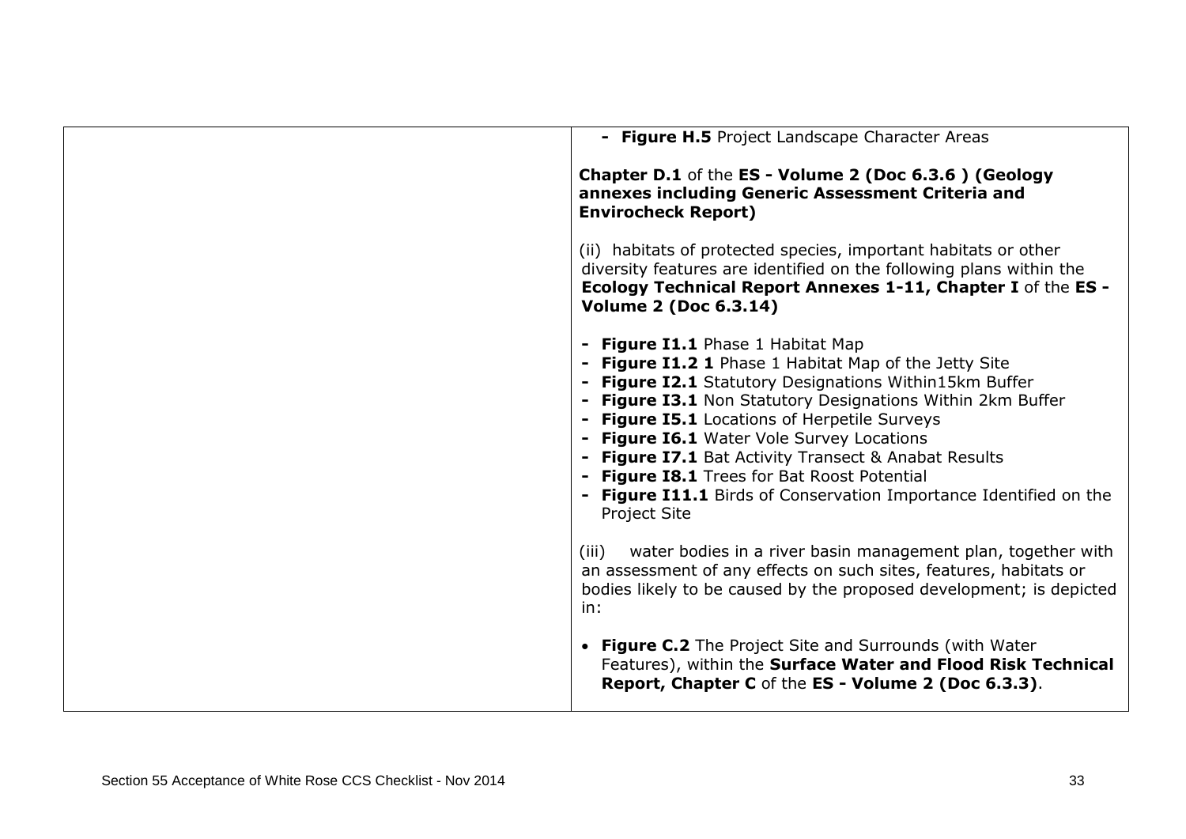| | |
|---|---|
| | - **Figure H.5** Project Landscape Character Areas<br><br>**Chapter D.1** of the **ES - Volume 2 (Doc 6.3.6 ) (Geology annexes including Generic Assessment Criteria and Envirocheck Report)**<br><br>(ii) habitats of protected species, important habitats or other diversity features are identified on the following plans within the **Ecology Technical Report Annexes 1-11, Chapter I** of the **ES - Volume 2 (Doc 6.3.14)**<br><br>- **Figure I1.1** Phase 1 Habitat Map<br>- **Figure I1.2 1** Phase 1 Habitat Map of the Jetty Site<br>- **Figure I2.1** Statutory Designations Within15km Buffer<br>- **Figure I3.1** Non Statutory Designations Within 2km Buffer<br>- **Figure I5.1** Locations of Herpetile Surveys<br>- **Figure I6.1** Water Vole Survey Locations<br>- **Figure I7.1** Bat Activity Transect & Anabat Results<br>- **Figure I8.1** Trees for Bat Roost Potential<br>- **Figure I11.1** Birds of Conservation Importance Identified on the Project Site<br><br>(iii) water bodies in a river basin management plan, together with an assessment of any effects on such sites, features, habitats or bodies likely to be caused by the proposed development; is depicted in:<br><br>• **Figure C.2** The Project Site and Surrounds (with Water Features), within the **Surface Water and Flood Risk Technical Report, Chapter C** of the **ES - Volume 2 (Doc 6.3.3)**. |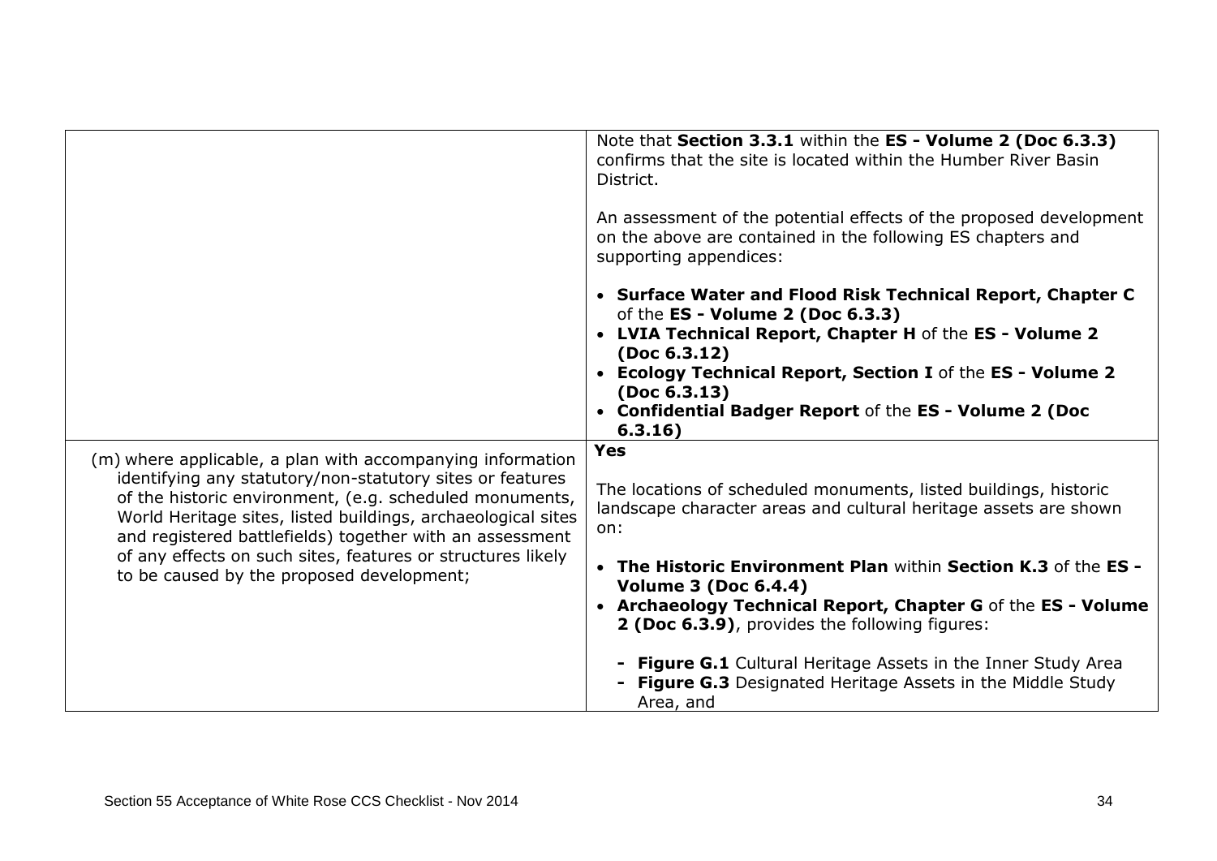| | |
|---|---|
| | Note that **Section 3.3.1** within the **ES - Volume 2 (Doc 6.3.3)** confirms that the site is located within the Humber River Basin District.<br><br>An assessment of the potential effects of the proposed development on the above are contained in the following ES chapters and supporting appendices:<br><br>• **Surface Water and Flood Risk Technical Report, Chapter C** of the **ES - Volume 2 (Doc 6.3.3)**<br>• **LVIA Technical Report, Chapter H** of the **ES - Volume 2 (Doc 6.3.12)**<br>• **Ecology Technical Report, Section I** of the **ES - Volume 2 (Doc 6.3.13)**<br>• **Confidential Badger Report** of the **ES - Volume 2 (Doc 6.3.16)** |
| (m) where applicable, a plan with accompanying information identifying any statutory/non-statutory sites or features of the historic environment, (e.g. scheduled monuments, World Heritage sites, listed buildings, archaeological sites and registered battlefields) together with an assessment of any effects on such sites, features or structures likely to be caused by the proposed development; | **Yes**<br><br>The locations of scheduled monuments, listed buildings, historic landscape character areas and cultural heritage assets are shown on:<br><br>• **The Historic Environment Plan** within **Section K.3** of the **ES - Volume 3 (Doc 6.4.4)**<br>• **Archaeology Technical Report, Chapter G** of the **ES - Volume 2 (Doc 6.3.9)**, provides the following figures:<br><br>- **Figure G.1** Cultural Heritage Assets in the Inner Study Area<br>- **Figure G.3** Designated Heritage Assets in the Middle Study Area, and |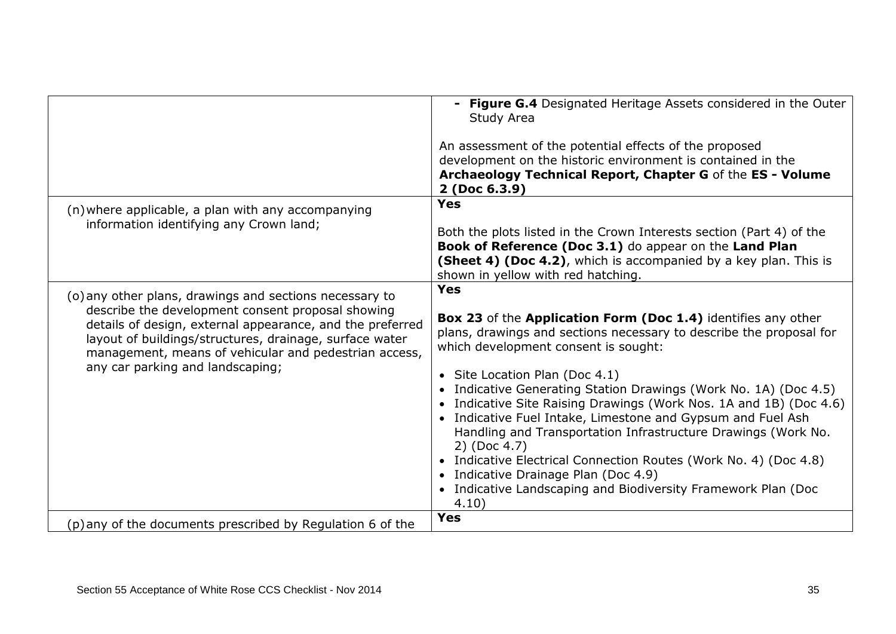| | |
|---|---|
| | - **Figure G.4** Designated Heritage Assets considered in the Outer Study Area<br><br>An assessment of the potential effects of the proposed development on the historic environment is contained in the **Archaeology Technical Report, Chapter G** of the **ES - Volume 2 (Doc 6.3.9)** |
| (n) where applicable, a plan with any accompanying information identifying any Crown land; | **Yes**<br><br>Both the plots listed in the Crown Interests section (Part 4) of the **Book of Reference (Doc 3.1)** do appear on the **Land Plan (Sheet 4) (Doc 4.2)**, which is accompanied by a key plan. This is shown in yellow with red hatching. |
| (o) any other plans, drawings and sections necessary to describe the development consent proposal showing details of design, external appearance, and the preferred layout of buildings/structures, drainage, surface water management, means of vehicular and pedestrian access, any car parking and landscaping; | **Yes**<br><br>**Box 23** of the **Application Form (Doc 1.4)** identifies any other plans, drawings and sections necessary to describe the proposal for which development consent is sought:<br><br>• Site Location Plan (Doc 4.1)<br>• Indicative Generating Station Drawings (Work No. 1A) (Doc 4.5)<br>• Indicative Site Raising Drawings (Work Nos. 1A and 1B) (Doc 4.6)<br>• Indicative Fuel Intake, Limestone and Gypsum and Fuel Ash Handling and Transportation Infrastructure Drawings (Work No. 2) (Doc 4.7)<br>• Indicative Electrical Connection Routes (Work No. 4) (Doc 4.8)<br>• Indicative Drainage Plan (Doc 4.9)<br>• Indicative Landscaping and Biodiversity Framework Plan (Doc 4.10) |
| (p) any of the documents prescribed by Regulation 6 of the | **Yes** |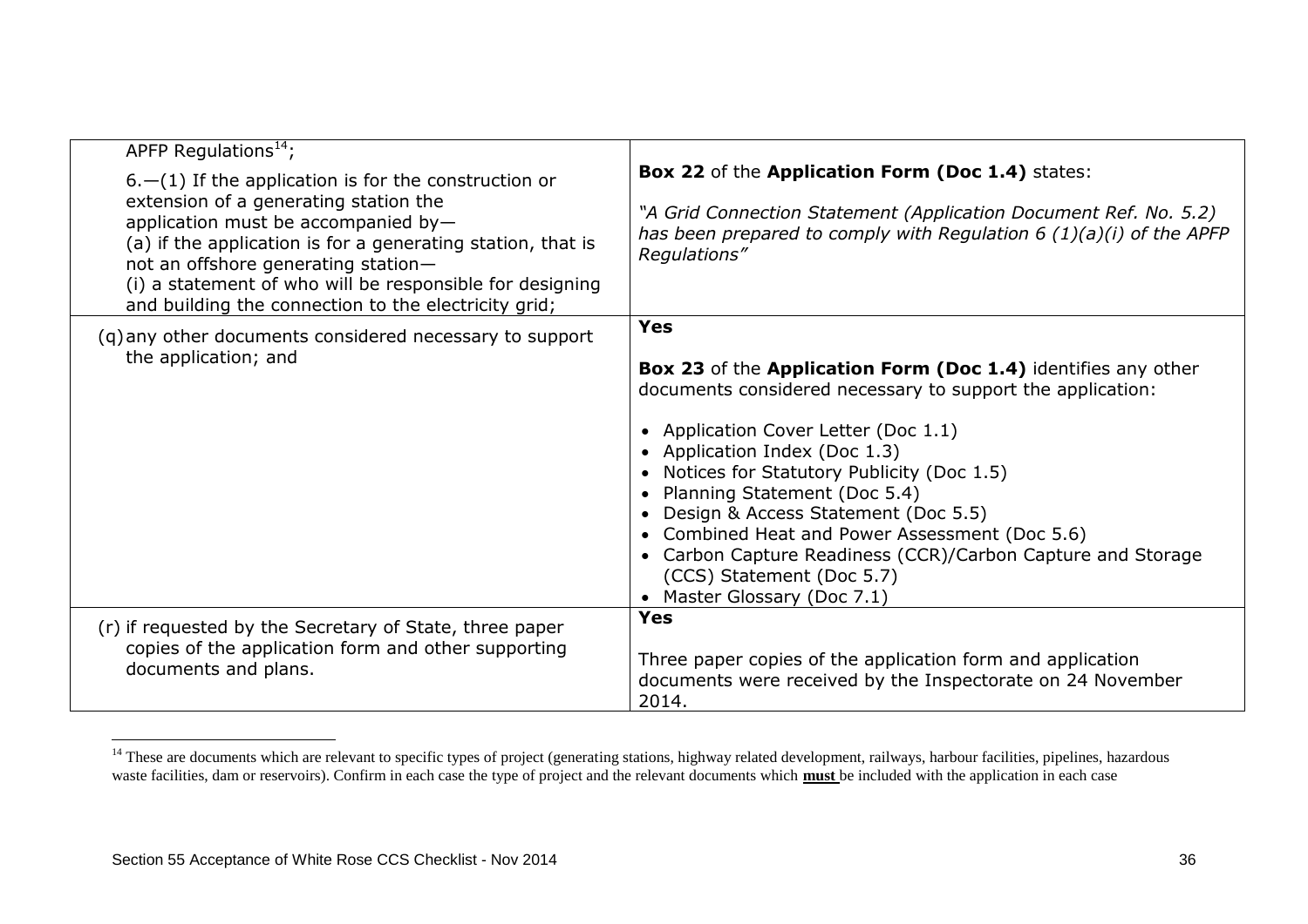| | |
|---|---|
| APFP Regulations[14]; <br><br> 6.—(1) If the application is for the construction or extension of a generating station the application must be accompanied by— <br> (a) if the application is for a generating station, that is not an offshore generating station— <br> (i) a statement of who will be responsible for designing and building the connection to the electricity grid; | **Box 22** of the **Application Form (Doc 1.4)** states: <br><br> *"A Grid Connection Statement (Application Document Ref. No. 5.2) has been prepared to comply with Regulation 6 (1)(a)(i) of the APFP Regulations"* |
| (q) any other documents considered necessary to support the application; and | **Yes** <br><br> **Box 23** of the **Application Form (Doc 1.4)** identifies any other documents considered necessary to support the application: <br><br> • Application Cover Letter (Doc 1.1) <br> • Application Index (Doc 1.3) <br> • Notices for Statutory Publicity (Doc 1.5) <br> • Planning Statement (Doc 5.4) <br> • Design & Access Statement (Doc 5.5) <br> • Combined Heat and Power Assessment (Doc 5.6) <br> • Carbon Capture Readiness (CCR)/Carbon Capture and Storage (CCS) Statement (Doc 5.7) <br> • Master Glossary (Doc 7.1) |
| (r) if requested by the Secretary of State, three paper copies of the application form and other supporting documents and plans. | **Yes** <br><br> Three paper copies of the application form and application documents were received by the Inspectorate on 24 November 2014. |

[14] These are documents which are relevant to specific types of project (generating stations, highway related development, railways, harbour facilities, pipelines, hazardous waste facilities, dam or reservoirs). Confirm in each case the type of project and the relevant documents which **must** be included with the application in each case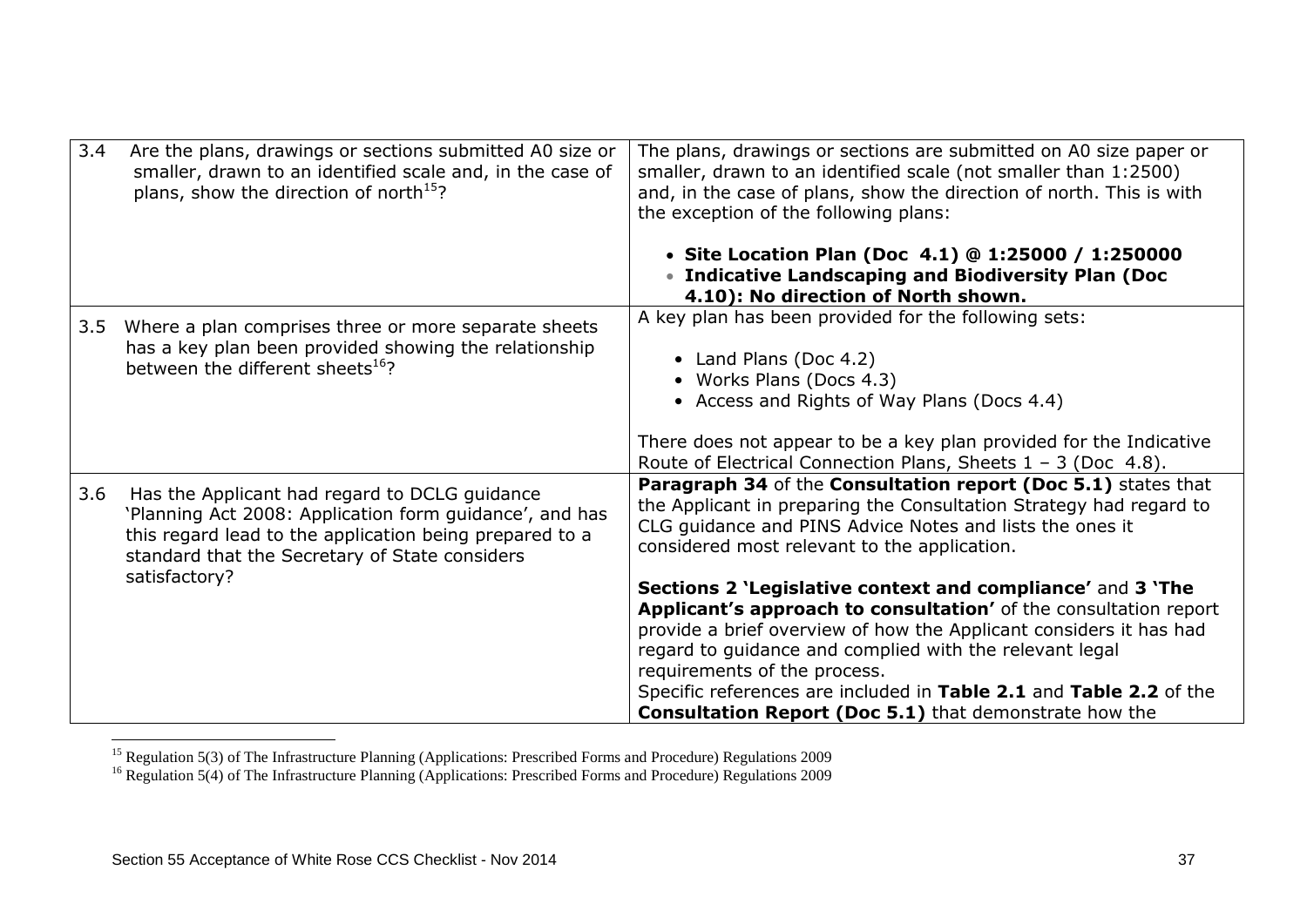| | | |
|---|---|---|
| 3.4 | Are the plans, drawings or sections submitted A0 size or smaller, drawn to an identified scale and, in the case of plans, show the direction of north[15]? | The plans, drawings or sections are submitted on A0 size paper or smaller, drawn to an identified scale (not smaller than 1:2500) and, in the case of plans, show the direction of north. This is with the exception of the following plans:<br><br>• **Site Location Plan (Doc 4.1) @ 1:25000 / 1:250000**<br>• **Indicative Landscaping and Biodiversity Plan (Doc 4.10): No direction of North shown.** |
| 3.5 | Where a plan comprises three or more separate sheets has a key plan been provided showing the relationship between the different sheets[16]? | A key plan has been provided for the following sets:<br><br>• Land Plans (Doc 4.2)<br>• Works Plans (Docs 4.3)<br>• Access and Rights of Way Plans (Docs 4.4)<br><br>There does not appear to be a key plan provided for the Indicative Route of Electrical Connection Plans, Sheets 1 – 3 (Doc 4.8). |
| 3.6 | Has the Applicant had regard to DCLG guidance 'Planning Act 2008: Application form guidance', and has this regard lead to the application being prepared to a standard that the Secretary of State considers satisfactory? | **Paragraph 34** of the **Consultation report (Doc 5.1)** states that the Applicant in preparing the Consultation Strategy had regard to CLG guidance and PINS Advice Notes and lists the ones it considered most relevant to the application.<br><br>**Sections 2 'Legislative context and compliance'** and **3 'The Applicant's approach to consultation'** of the consultation report provide a brief overview of how the Applicant considers it has had regard to guidance and complied with the relevant legal requirements of the process.<br>Specific references are included in **Table 2.1** and **Table 2.2** of the **Consultation Report (Doc 5.1)** that demonstrate how the |

[15] Regulation 5(3) of The Infrastructure Planning (Applications: Prescribed Forms and Procedure) Regulations 2009

[16] Regulation 5(4) of The Infrastructure Planning (Applications: Prescribed Forms and Procedure) Regulations 2009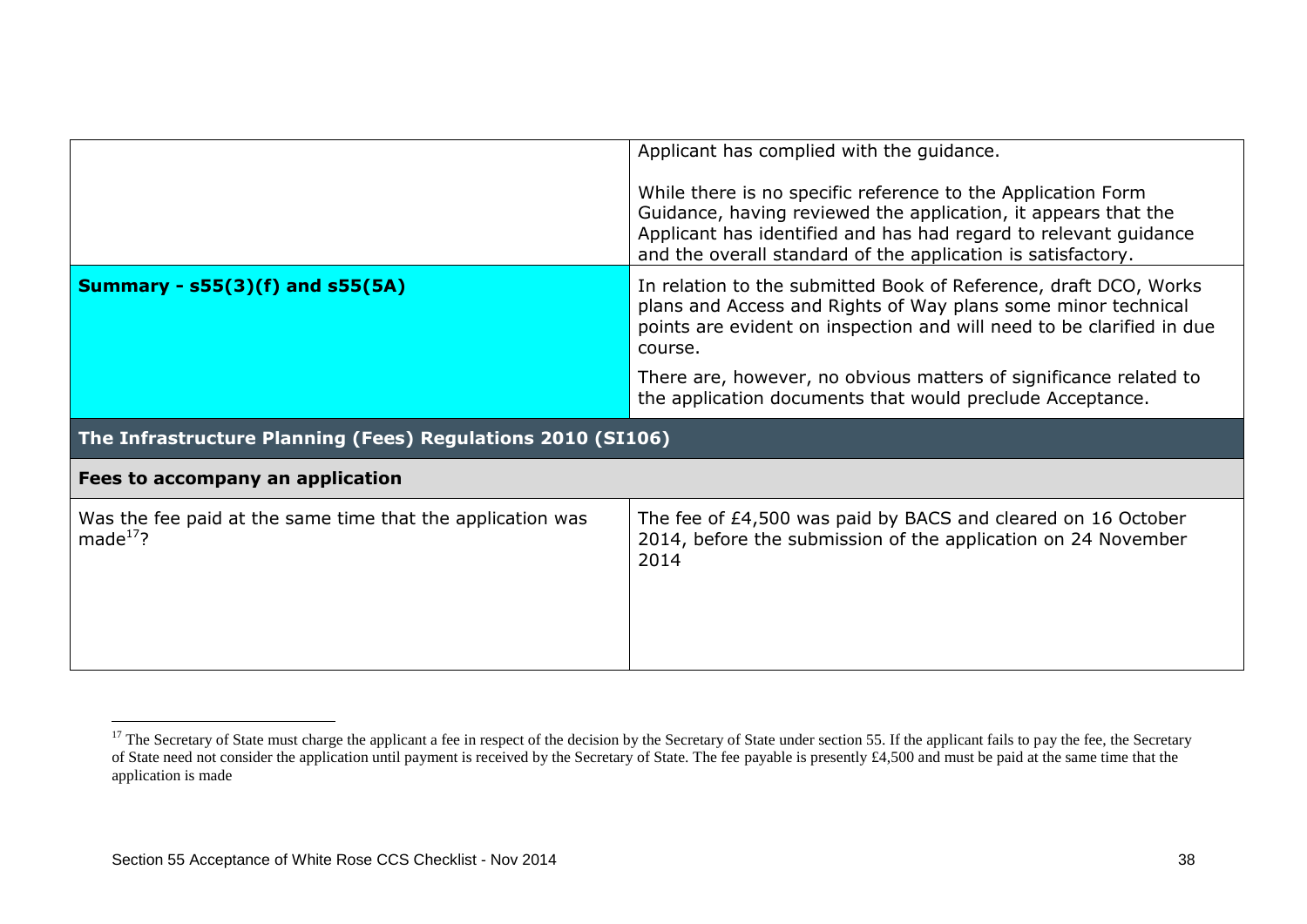| | |
|---|---|
| | Applicant has complied with the guidance.<br><br>While there is no specific reference to the Application Form Guidance, having reviewed the application, it appears that the Applicant has identified and has had regard to relevant guidance and the overall standard of the application is satisfactory. |
| **Summary - s55(3)(f) and s55(5A)** | In relation to the submitted Book of Reference, draft DCO, Works plans and Access and Rights of Way plans some minor technical points are evident on inspection and will need to be clarified in due course.<br><br>There are, however, no obvious matters of significance related to the application documents that would preclude Acceptance. |
| **The Infrastructure Planning (Fees) Regulations 2010 (SI106)** | |
| **Fees to accompany an application** | |
| Was the fee paid at the same time that the application was made[17]? | The fee of £4,500 was paid by BACS and cleared on 16 October 2014, before the submission of the application on 24 November 2014 |

[17] The Secretary of State must charge the applicant a fee in respect of the decision by the Secretary of State under section 55. If the applicant fails to pay the fee, the Secretary of State need not consider the application until payment is received by the Secretary of State. The fee payable is presently £4,500 and must be paid at the same time that the application is made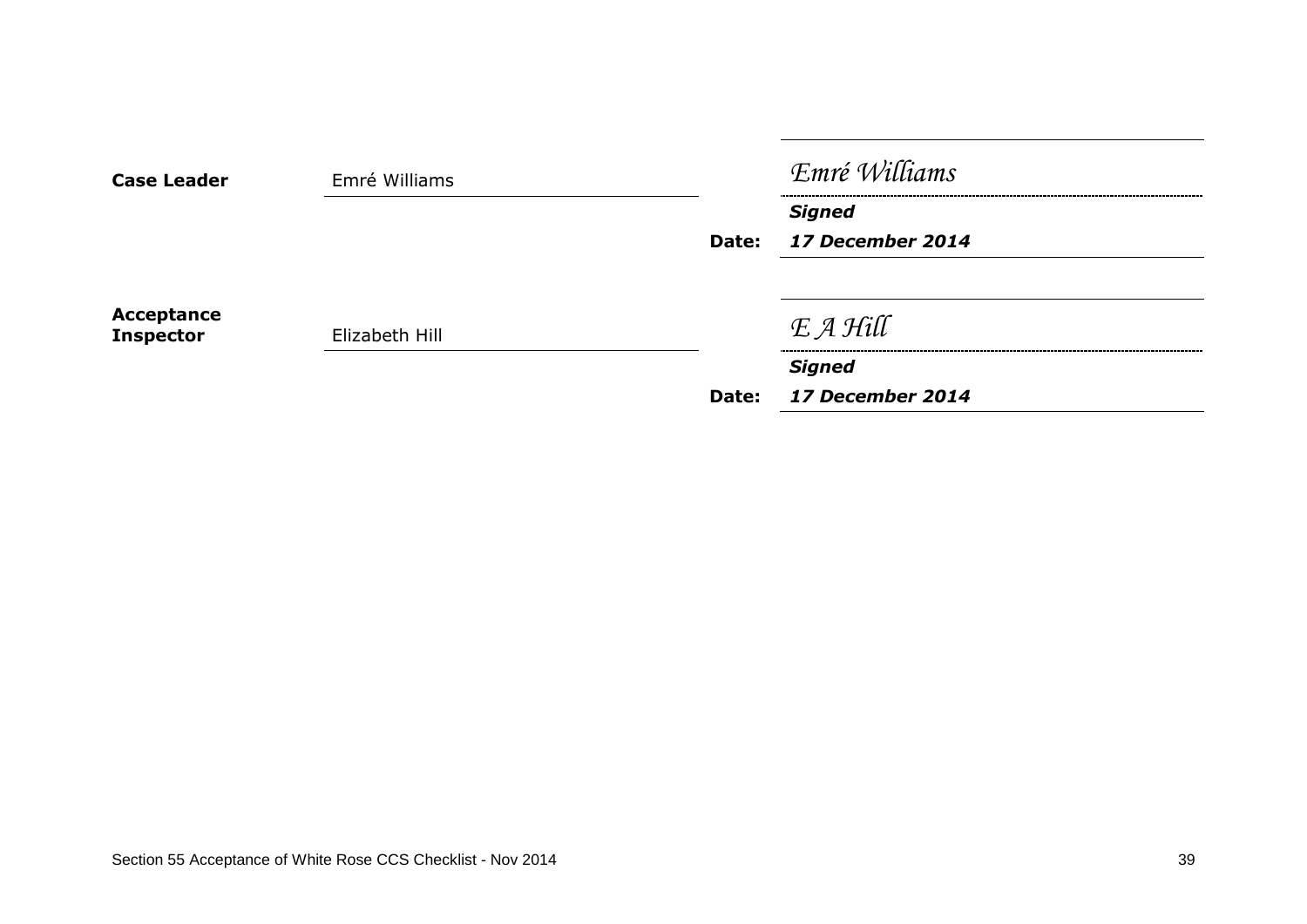| | | | |
|---|---|---|---|
| **Case Leader** | Emré Williams | | *Emré Williams* |
| | | | ***Signed*** |
| | | **Date:** | ***17 December 2014*** |
| **Acceptance Inspector** | Elizabeth Hill | | *E A Hill* |
| | | | ***Signed*** |
| | | **Date:** | ***17 December 2014*** |